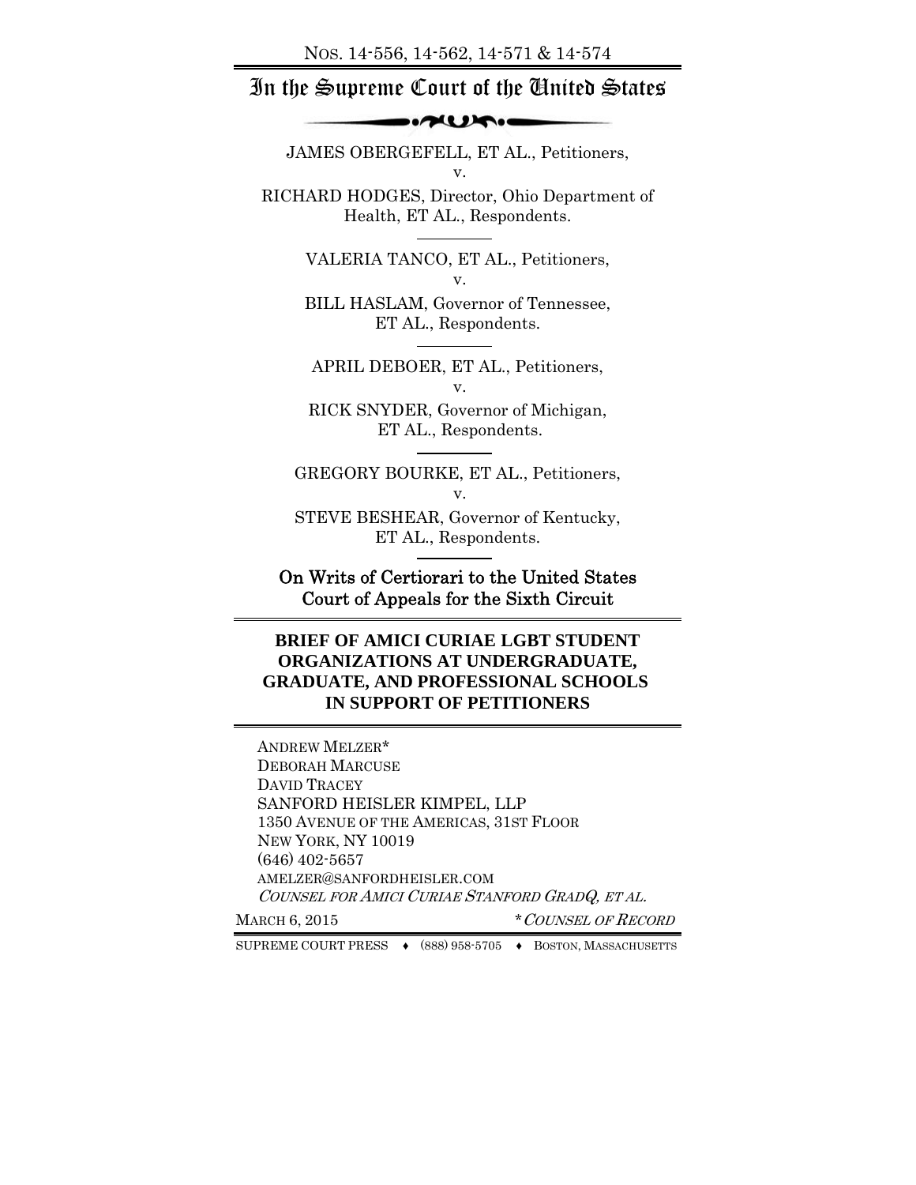NOS. 14-556, 14-562, 14-571 & 14-574

# In the Supreme Court of the United States

JAMES OBERGEFELL, ET AL., Petitioners,

v.

RICHARD HODGES, Director, Ohio Department of Health, ET AL., Respondents.

---

VALERIA TANCO, ET AL., Petitioners,

v.

BILL HASLAM, Governor of Tennessee, ET AL., Respondents.

---

APRIL DEBOER, ET AL., Petitioners,

v.

RICK SNYDER, Governor of Michigan, ET AL., Respondents.

---

GREGORY BOURKE, ET AL., Petitioners,

v.

STEVE BESHEAR, Governor of Kentucky, ET AL., Respondents.

---

On Writs of Certiorari to the United States Court of Appeals for the Sixth Circuit

## BRIEF OF AMICI CURIAE LGBT STUDENT ORGANIZATIONS AT UNDERGRADUATE, GRADUATE, AND PROFESSIONAL SCHOOLS IN SUPPORT OF PETITIONERS

ANDREW MELZER*
DEBORAH MARCUSE
DAVID TRACEY
SANFORD HEISLER KIMPEL, LLP
1350 AVENUE OF THE AMERICAS, 31ST FLOOR
NEW YORK, NY 10019
(646) 402-5657
AMELZER@SANFORDHEISLER.COM
*COUNSEL FOR AMICI CURIAE STANFORD GRADQ, ET AL.*

MARCH 6, 2015 *COUNSEL OF RECORD*

SUPREME COURT PRESS ♦ (888) 958-5705 ♦ BOSTON, MASSACHUSETTS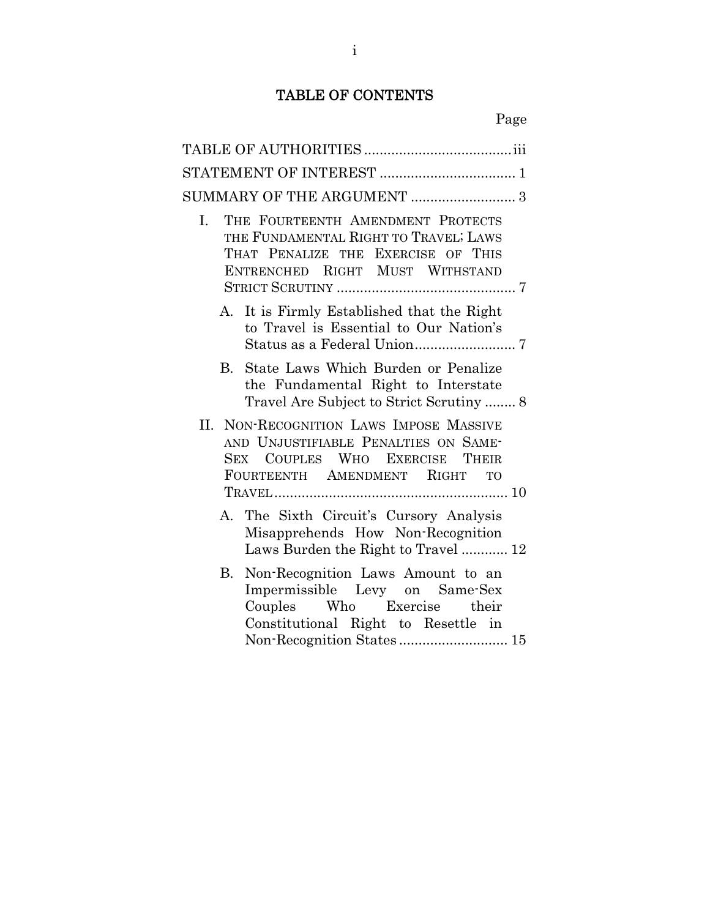# TABLE OF CONTENTS

Page

TABLE OF AUTHORITIES .......................................iii

STATEMENT OF INTEREST .................................... 1

SUMMARY OF THE ARGUMENT ........................... 3

I. THE FOURTEENTH AMENDMENT PROTECTS THE FUNDAMENTAL RIGHT TO TRAVEL; LAWS THAT PENALIZE THE EXERCISE OF THIS ENTRENCHED RIGHT MUST WITHSTAND STRICT SCRUTINY ............................................... 7

   A. It is Firmly Established that the Right to Travel is Essential to Our Nation's Status as a Federal Union.......................... 7

   B. State Laws Which Burden or Penalize the Fundamental Right to Interstate Travel Are Subject to Strict Scrutiny ........ 8

II. NON-RECOGNITION LAWS IMPOSE MASSIVE AND UNJUSTIFIABLE PENALTIES ON SAME-SEX COUPLES WHO EXERCISE THEIR FOURTEENTH AMENDMENT RIGHT TO TRAVEL............................................................ 10

   A. The Sixth Circuit's Cursory Analysis Misapprehends How Non-Recognition Laws Burden the Right to Travel ............ 12

   B. Non-Recognition Laws Amount to an Impermissible Levy on Same-Sex Couples Who Exercise their Constitutional Right to Resettle in Non-Recognition States ............................ 15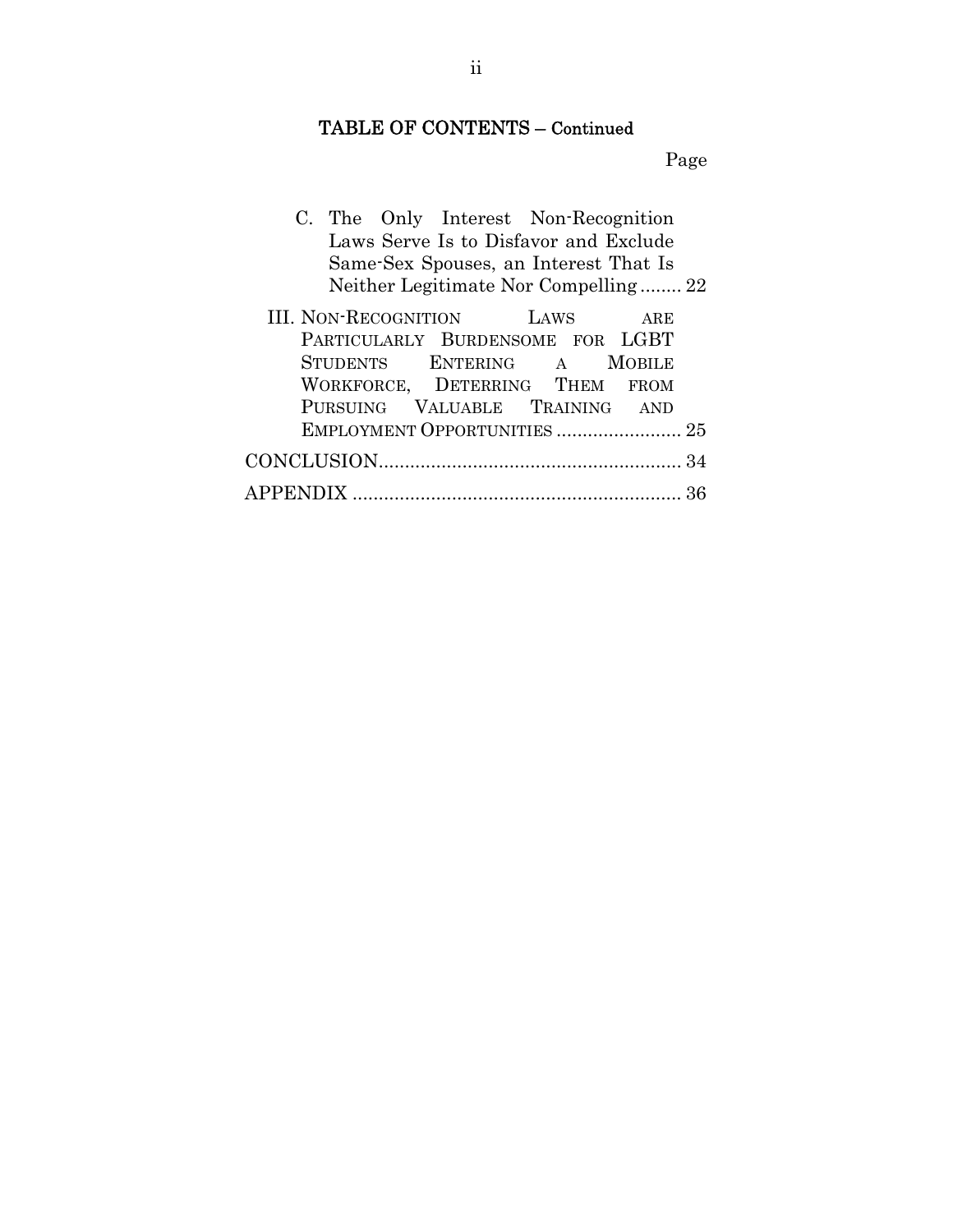## TABLE OF CONTENTS – Continued

| | Page |
|---|---|
| C. The Only Interest Non-Recognition Laws Serve Is to Disfavor and Exclude Same-Sex Spouses, an Interest That Is Neither Legitimate Nor Compelling | 22 |
| III. NON-RECOGNITION LAWS ARE PARTICULARLY BURDENSOME FOR LGBT STUDENTS ENTERING A MOBILE WORKFORCE, DETERRING THEM FROM PURSUING VALUABLE TRAINING AND EMPLOYMENT OPPORTUNITIES | 25 |
| CONCLUSION | 34 |
| APPENDIX | 36 |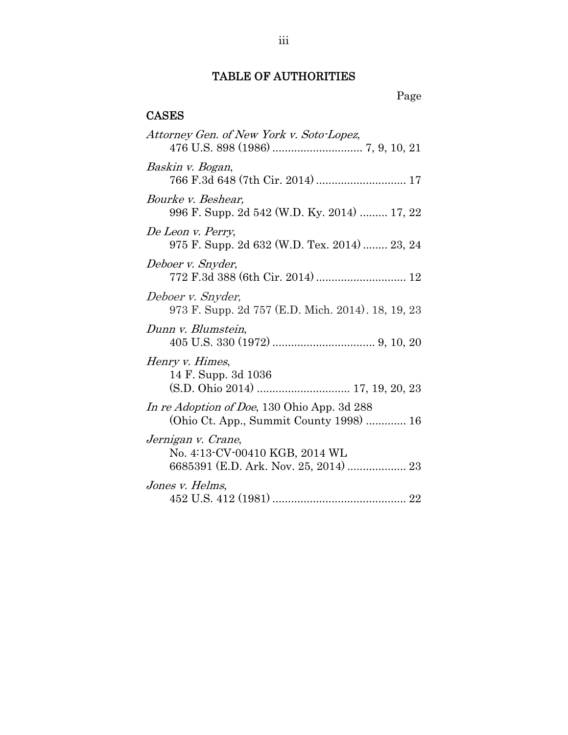## TABLE OF AUTHORITIES

Page

### CASES

*Attorney Gen. of New York v. Soto-Lopez*,
476 U.S. 898 (1986) ............................. 7, 9, 10, 21

*Baskin v. Bogan*,
766 F.3d 648 (7th Cir. 2014) ............................. 17

*Bourke v. Beshear,*
996 F. Supp. 2d 542 (W.D. Ky. 2014) ......... 17, 22

*De Leon v. Perry*,
975 F. Supp. 2d 632 (W.D. Tex. 2014) ........ 23, 24

*Deboer v. Snyder*,
772 F.3d 388 (6th Cir. 2014) ............................. 12

*Deboer v. Snyder*,
973 F. Supp. 2d 757 (E.D. Mich. 2014). 18, 19, 23

*Dunn v. Blumstein*,
405 U.S. 330 (1972) ................................. 9, 10, 20

*Henry v. Himes*,
14 F. Supp. 3d 1036
(S.D. Ohio 2014) .............................. 17, 19, 20, 23

*In re Adoption of Doe*, 130 Ohio App. 3d 288
(Ohio Ct. App., Summit County 1998) ............. 16

*Jernigan v. Crane*,
No. 4:13-CV-00410 KGB, 2014 WL
6685391 (E.D. Ark. Nov. 25, 2014) ................... 23

*Jones v. Helms*,
452 U.S. 412 (1981) ........................................... 22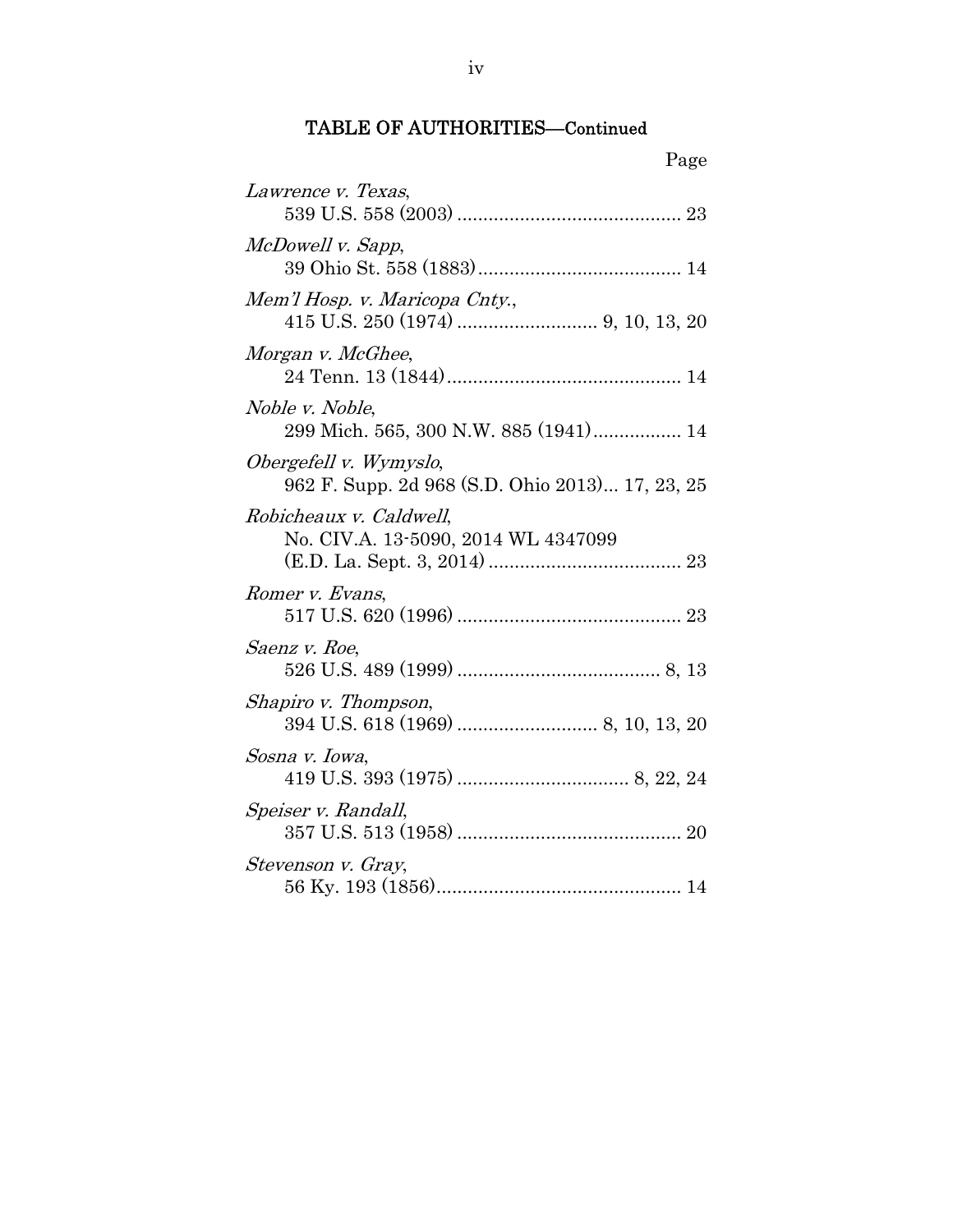## TABLE OF AUTHORITIES—Continued

Page

*Lawrence v. Texas*,
539 U.S. 558 (2003) .......................................... 23

*McDowell v. Sapp*,
39 Ohio St. 558 (1883) ...................................... 14

*Mem'l Hosp. v. Maricopa Cnty.*,
415 U.S. 250 (1974) .......................... 9, 10, 13, 20

*Morgan v. McGhee*,
24 Tenn. 13 (1844) ............................................ 14

*Noble v. Noble*,
299 Mich. 565, 300 N.W. 885 (1941) ................ 14

*Obergefell v. Wymyslo*,
962 F. Supp. 2d 968 (S.D. Ohio 2013)... 17, 23, 25

*Robicheaux v. Caldwell*,
No. CIV.A. 13-5090, 2014 WL 4347099
(E.D. La. Sept. 3, 2014) .................................... 23

*Romer v. Evans*,
517 U.S. 620 (1996) .......................................... 23

*Saenz v. Roe*,
526 U.S. 489 (1999) ...................................... 8, 13

*Shapiro v. Thompson*,
394 U.S. 618 (1969) .......................... 8, 10, 13, 20

*Sosna v. Iowa*,
419 U.S. 393 (1975) ................................ 8, 22, 24

*Speiser v. Randall*,
357 U.S. 513 (1958) .......................................... 20

*Stevenson v. Gray*,
56 Ky. 193 (1856) .............................................. 14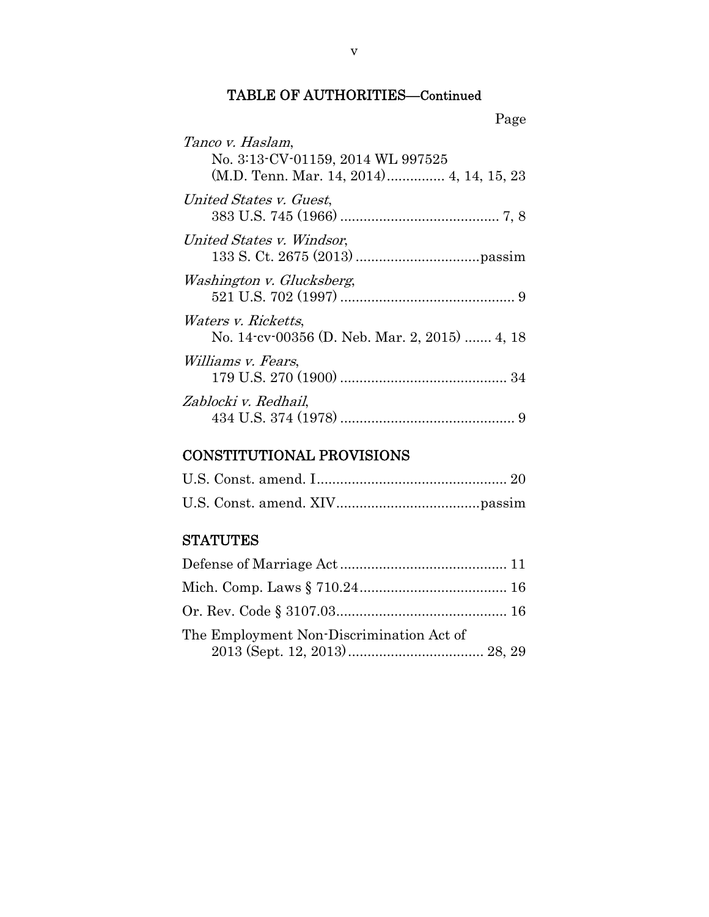## TABLE OF AUTHORITIES—Continued

Page

*Tanco v. Haslam*,
No. 3:13-CV-01159, 2014 WL 997525
(M.D. Tenn. Mar. 14, 2014)............... 4, 14, 15, 23

*United States v. Guest*,
383 U.S. 745 (1966) ......................................... 7, 8

*United States v. Windsor*,
133 S. Ct. 2675 (2013) ................................passim

*Washington v. Glucksberg*,
521 U.S. 702 (1997) ............................................. 9

*Waters v. Ricketts*,
No. 14-cv-00356 (D. Neb. Mar. 2, 2015) ....... 4, 18

*Williams v. Fears*,
179 U.S. 270 (1900) ........................................... 34

*Zablocki v. Redhail*,
434 U.S. 374 (1978) ............................................. 9

## CONSTITUTIONAL PROVISIONS

U.S. Const. amend. I................................................. 20

U.S. Const. amend. XIV.....................................passim

## STATUTES

Defense of Marriage Act ........................................... 11

Mich. Comp. Laws § 710.24...................................... 16

Or. Rev. Code § 3107.03............................................ 16

The Employment Non-Discrimination Act of
2013 (Sept. 12, 2013)................................... 28, 29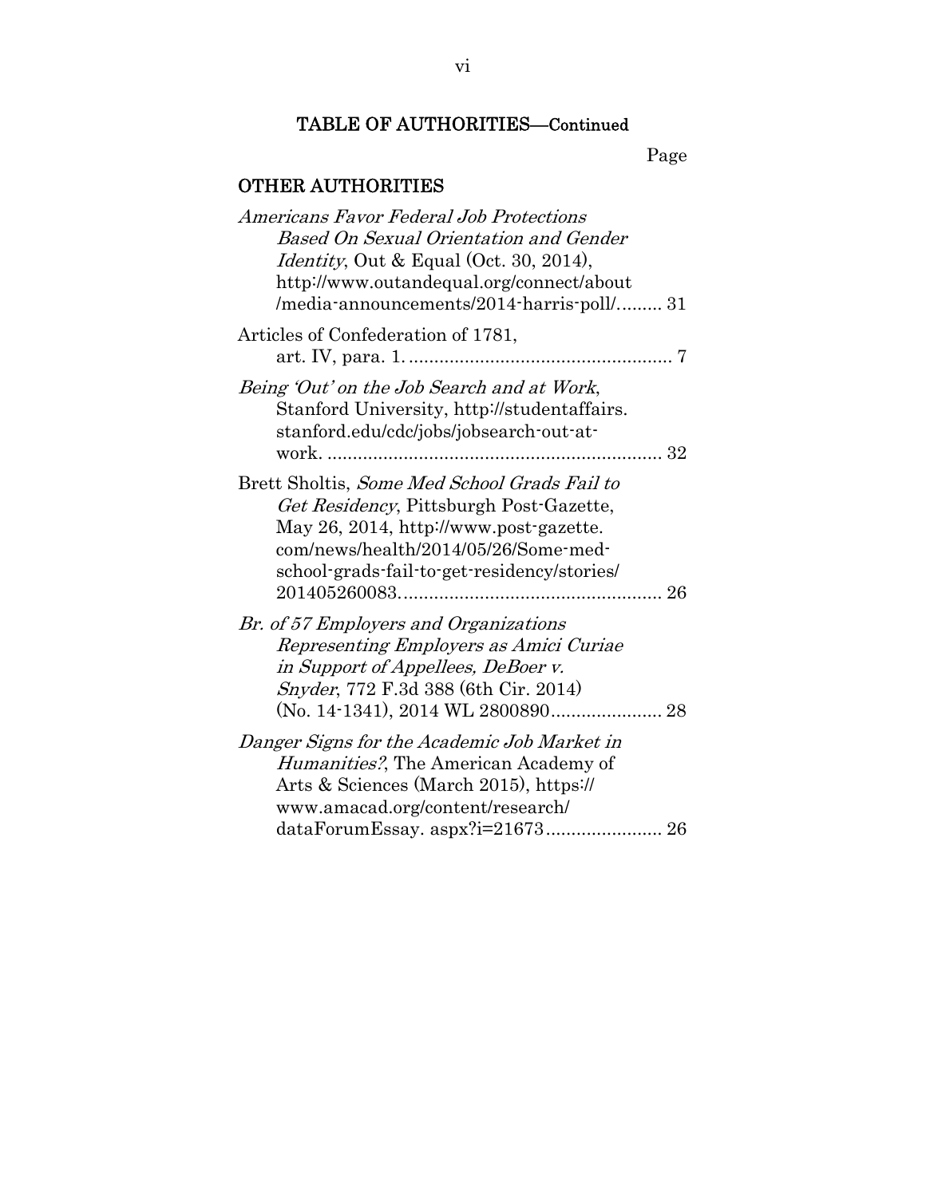## TABLE OF AUTHORITIES—Continued

Page

### OTHER AUTHORITIES

*Americans Favor Federal Job Protections Based On Sexual Orientation and Gender Identity*, Out & Equal (Oct. 30, 2014), http://www.outandequal.org/connect/about/media-announcements/2014-harris-poll/......... 31

Articles of Confederation of 1781, art. IV, para. 1. .................................................... 7

*Being 'Out' on the Job Search and at Work*, Stanford University, http://studentaffairs.stanford.edu/cdc/jobs/jobsearch-out-at-work. .................................................................. 32

Brett Sholtis, *Some Med School Grads Fail to Get Residency*, Pittsburgh Post-Gazette, May 26, 2014, http://www.post-gazette.com/news/health/2014/05/26/Some-med-school-grads-fail-to-get-residency/stories/201405260083.................................................... 26

*Br. of 57 Employers and Organizations Representing Employers as Amici Curiae in Support of Appellees, DeBoer v. Snyder*, 772 F.3d 388 (6th Cir. 2014) (No. 14-1341), 2014 WL 2800890...................... 28

*Danger Signs for the Academic Job Market in Humanities?*, The American Academy of Arts & Sciences (March 2015), https://www.amacad.org/content/research/dataForumEssay. aspx?i=21673....................... 26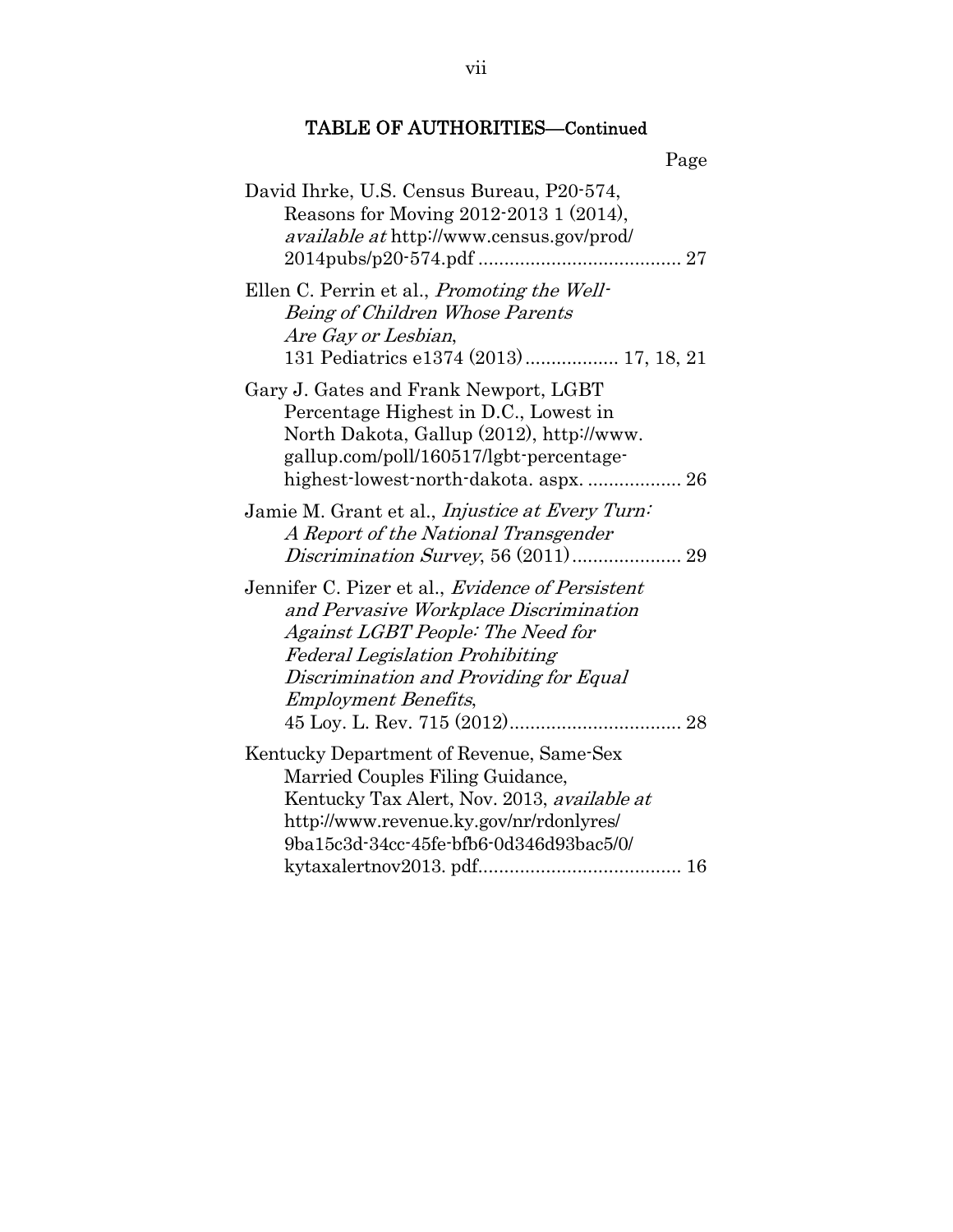## TABLE OF AUTHORITIES—Continued

Page

David Ihrke, U.S. Census Bureau, P20-574, Reasons for Moving 2012-2013 1 (2014), *available at* http://www.census.gov/prod/2014pubs/p20-574.pdf ....................................... 27

Ellen C. Perrin et al., *Promoting the Well-Being of Children Whose Parents Are Gay or Lesbian*, 131 Pediatrics e1374 (2013) .................. 17, 18, 21

Gary J. Gates and Frank Newport, LGBT Percentage Highest in D.C., Lowest in North Dakota, Gallup (2012), http://www.gallup.com/poll/160517/lgbt-percentage-highest-lowest-north-dakota. aspx. .................. 26

Jamie M. Grant et al., *Injustice at Every Turn: A Report of the National Transgender Discrimination Survey*, 56 (2011)..................... 29

Jennifer C. Pizer et al., *Evidence of Persistent and Pervasive Workplace Discrimination Against LGBT People: The Need for Federal Legislation Prohibiting Discrimination and Providing for Equal Employment Benefits*, 45 Loy. L. Rev. 715 (2012)................................. 28

Kentucky Department of Revenue, Same-Sex Married Couples Filing Guidance, Kentucky Tax Alert, Nov. 2013, *available at* http://www.revenue.ky.gov/nr/rdonlyres/9ba15c3d-34cc-45fe-bfb6-0d346d93bac5/0/kytaxalertnov2013. pdf....................................... 16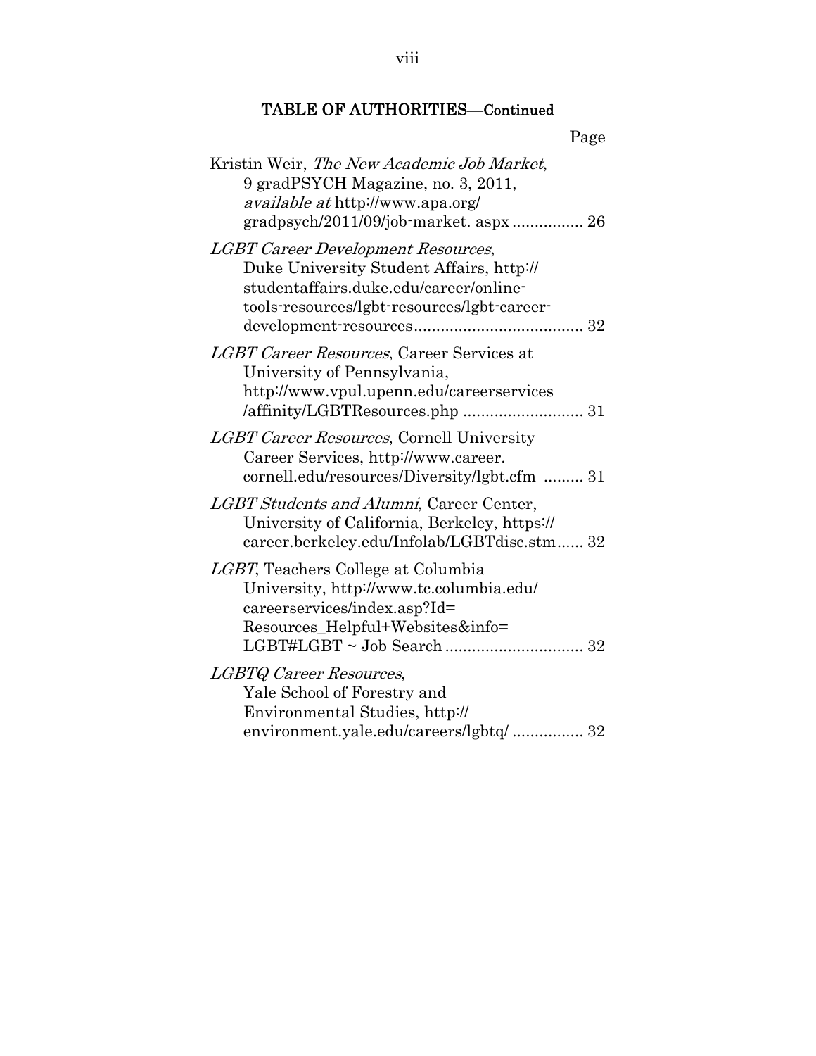## TABLE OF AUTHORITIES—Continued

Page

Kristin Weir, *The New Academic Job Market*, 9 gradPSYCH Magazine, no. 3, 2011, *available at* http://www.apa.org/gradpsych/2011/09/job-market. aspx ................ 26

*LGBT Career Development Resources*, Duke University Student Affairs, http://studentaffairs.duke.edu/career/online-tools-resources/lgbt-resources/lgbt-career-development-resources ...................................... 32

*LGBT Career Resources*, Career Services at University of Pennsylvania, http://www.vpul.upenn.edu/careerservices/affinity/LGBTResources.php ........................... 31

*LGBT Career Resources*, Cornell University Career Services, http://www.career.cornell.edu/resources/Diversity/lgbt.cfm ......... 31

*LGBT Students and Alumni*, Career Center, University of California, Berkeley, https://career.berkeley.edu/Infolab/LGBTdisc.stm...... 32

*LGBT*, Teachers College at Columbia University, http://www.tc.columbia.edu/careerservices/index.asp?Id=Resources_Helpful+Websites&info=LGBT#LGBT ~ Job Search ............................... 32

*LGBTQ Career Resources*, Yale School of Forestry and Environmental Studies, http://environment.yale.edu/careers/lgbtq/ ................ 32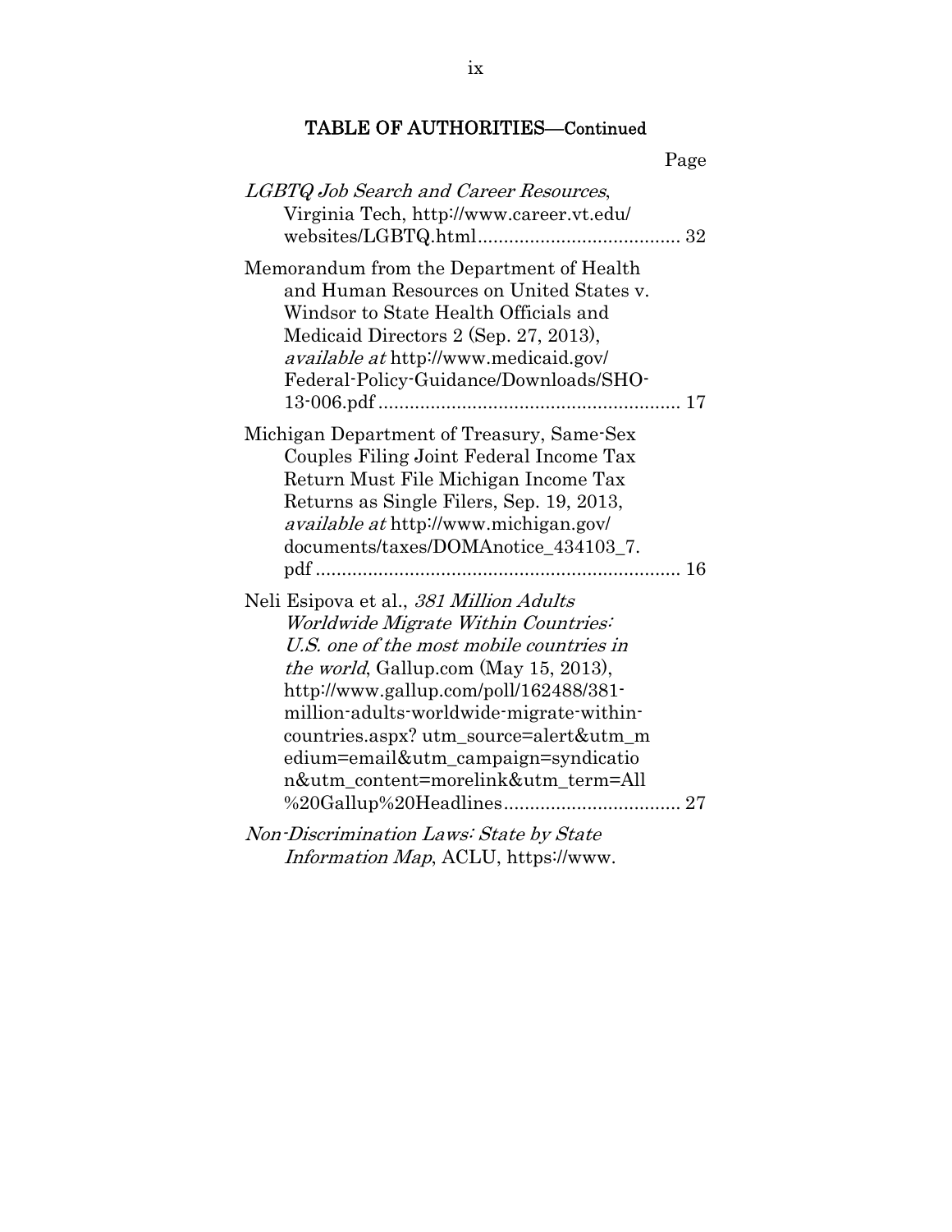## TABLE OF AUTHORITIES—Continued

Page

*LGBTQ Job Search and Career Resources*, Virginia Tech, http://www.career.vt.edu/websites/LGBTQ.html ....................................... 32

Memorandum from the Department of Health and Human Resources on United States v. Windsor to State Health Officials and Medicaid Directors 2 (Sep. 27, 2013), *available at* http://www.medicaid.gov/Federal-Policy-Guidance/Downloads/SHO-13-006.pdf ......................................................... 17

Michigan Department of Treasury, Same-Sex Couples Filing Joint Federal Income Tax Return Must File Michigan Income Tax Returns as Single Filers, Sep. 19, 2013, *available at* http://www.michigan.gov/documents/taxes/DOMAnotice_434103_7.pdf ..................................................................... 16

Neli Esipova et al., *381 Million Adults Worldwide Migrate Within Countries: U.S. one of the most mobile countries in the world*, Gallup.com (May 15, 2013), http://www.gallup.com/poll/162488/381-million-adults-worldwide-migrate-within-countries.aspx? utm_source=alert&utm_medium=email&utm_campaign=syndication&utm_content=morelink&utm_term=All%20Gallup%20Headlines.................................. 27

*Non-Discrimination Laws: State by State Information Map*, ACLU, https://www.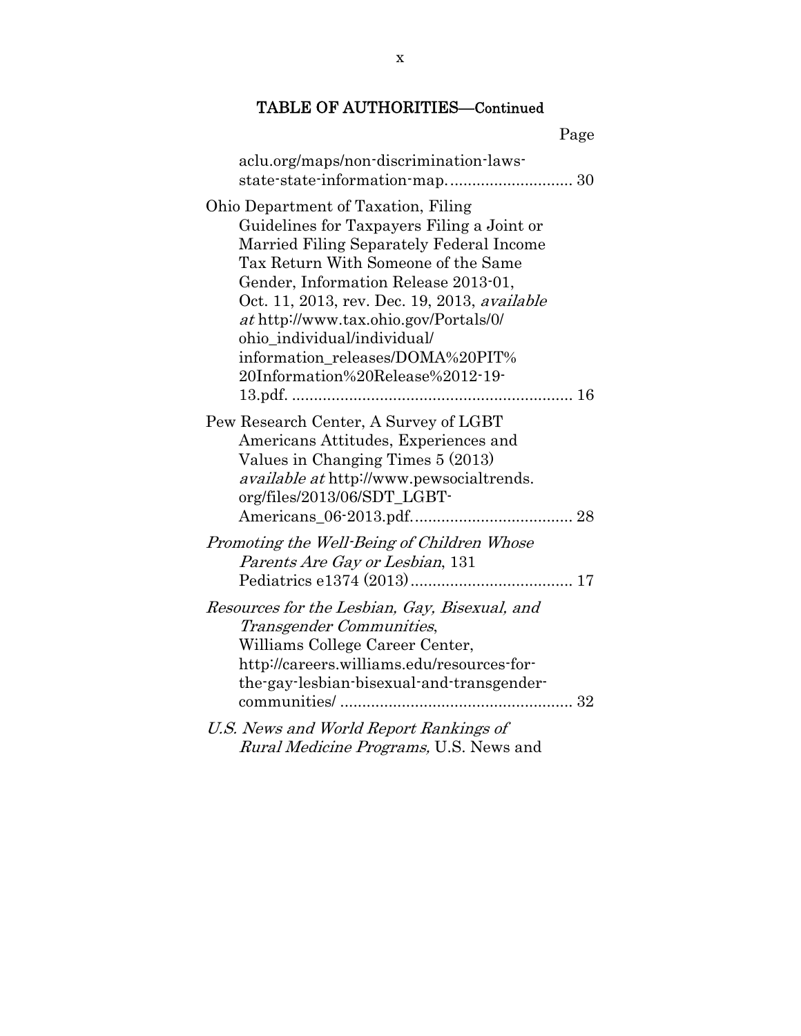## TABLE OF AUTHORITIES—Continued

Page

aclu.org/maps/non-discrimination-laws-state-state-information-map. ............................ 30

Ohio Department of Taxation, Filing Guidelines for Taxpayers Filing a Joint or Married Filing Separately Federal Income Tax Return With Someone of the Same Gender, Information Release 2013-01, Oct. 11, 2013, rev. Dec. 19, 2013, *available at* http://www.tax.ohio.gov/Portals/0/ohio_individual/individual/information_releases/DOMA%20PIT%20Information%20Release%2012-19-13.pdf. ................................................................ 16

Pew Research Center, A Survey of LGBT Americans Attitudes, Experiences and Values in Changing Times 5 (2013) *available at* http://www.pewsocialtrends.org/files/2013/06/SDT_LGBT-Americans_06-2013.pdf..................................... 28

*Promoting the Well-Being of Children Whose Parents Are Gay or Lesbian*, 131 Pediatrics e1374 (2013)..................................... 17

*Resources for the Lesbian, Gay, Bisexual, and Transgender Communities*, Williams College Career Center, http://careers.williams.edu/resources-for-the-gay-lesbian-bisexual-and-transgender-communities/ ..................................................... 32

*U.S. News and World Report Rankings of Rural Medicine Programs,* U.S. News and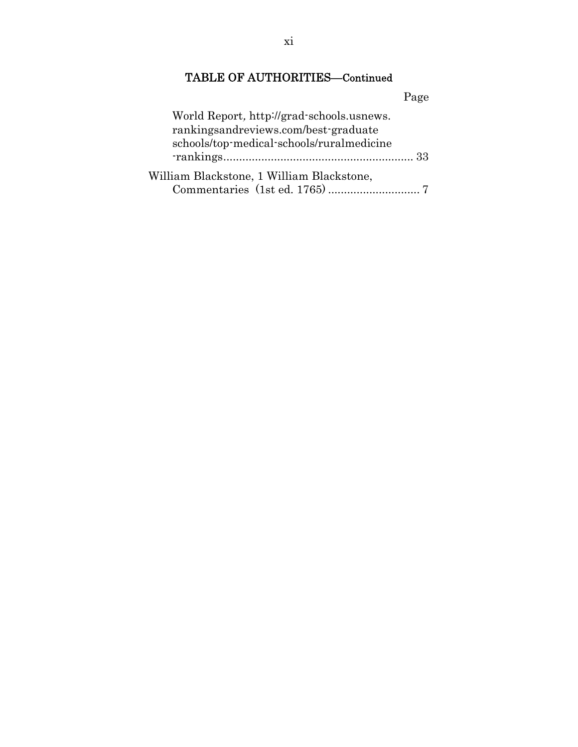## TABLE OF AUTHORITIES—Continued

Page

World Report, http://grad-schools.usnews.rankingsandreviews.com/best-graduate schools/top-medical-schools/ruralmedicine -rankings............................................................ 33

William Blackstone, 1 William Blackstone, Commentaries (1st ed. 1765) ............................. 7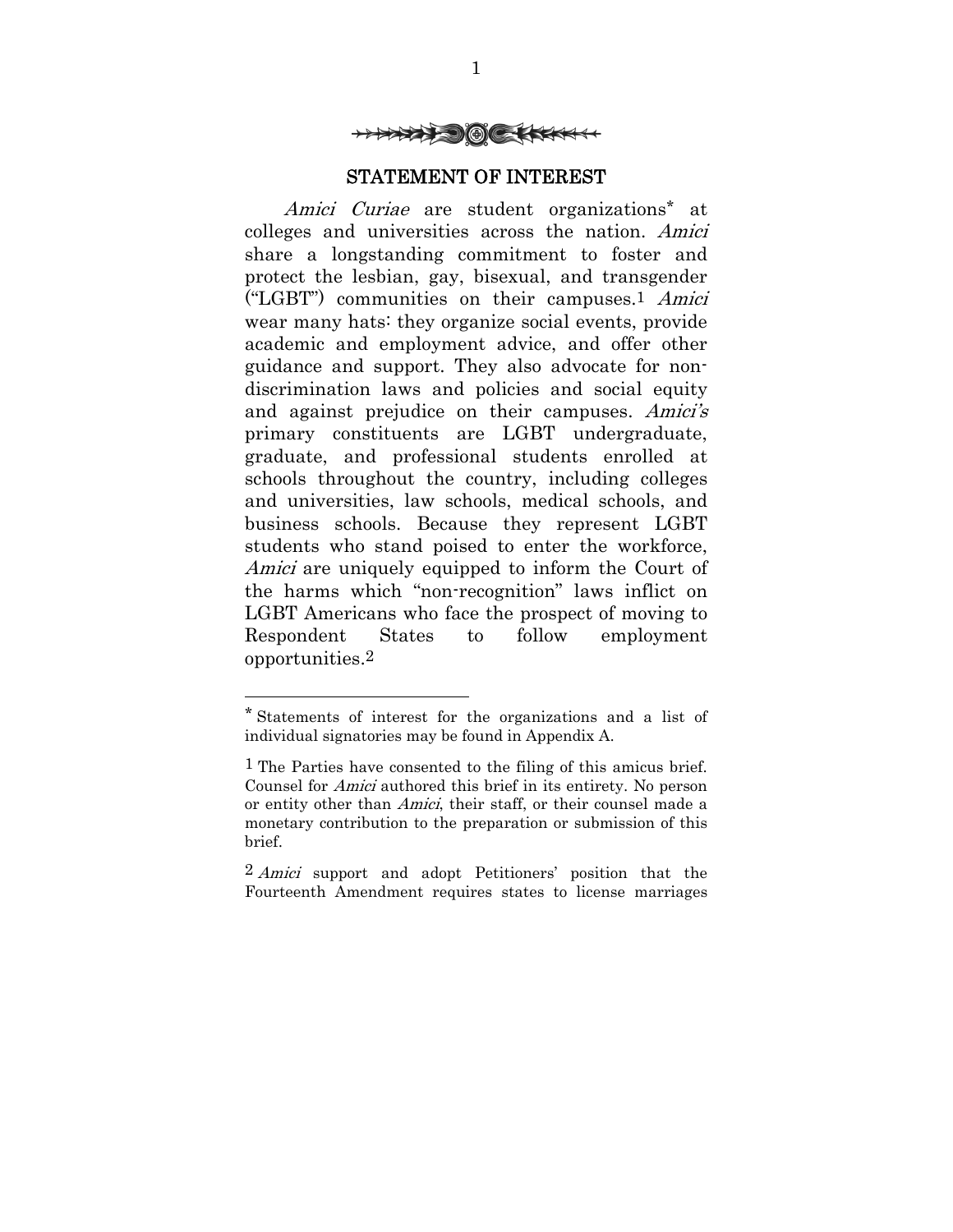## STATEMENT OF INTEREST

*Amici Curiae* are student organizations* at colleges and universities across the nation. *Amici* share a longstanding commitment to foster and protect the lesbian, gay, bisexual, and transgender ("LGBT") communities on their campuses.[1] *Amici* wear many hats: they organize social events, provide academic and employment advice, and offer other guidance and support. They also advocate for non-discrimination laws and policies and social equity and against prejudice on their campuses. *Amici's* primary constituents are LGBT undergraduate, graduate, and professional students enrolled at schools throughout the country, including colleges and universities, law schools, medical schools, and business schools. Because they represent LGBT students who stand poised to enter the workforce, *Amici* are uniquely equipped to inform the Court of the harms which "non-recognition" laws inflict on LGBT Americans who face the prospect of moving to Respondent States to follow employment opportunities.[2]

---

* Statements of interest for the organizations and a list of individual signatories may be found in Appendix A.

[1] The Parties have consented to the filing of this amicus brief. Counsel for *Amici* authored this brief in its entirety. No person or entity other than *Amici*, their staff, or their counsel made a monetary contribution to the preparation or submission of this brief.

[2] *Amici* support and adopt Petitioners' position that the Fourteenth Amendment requires states to license marriages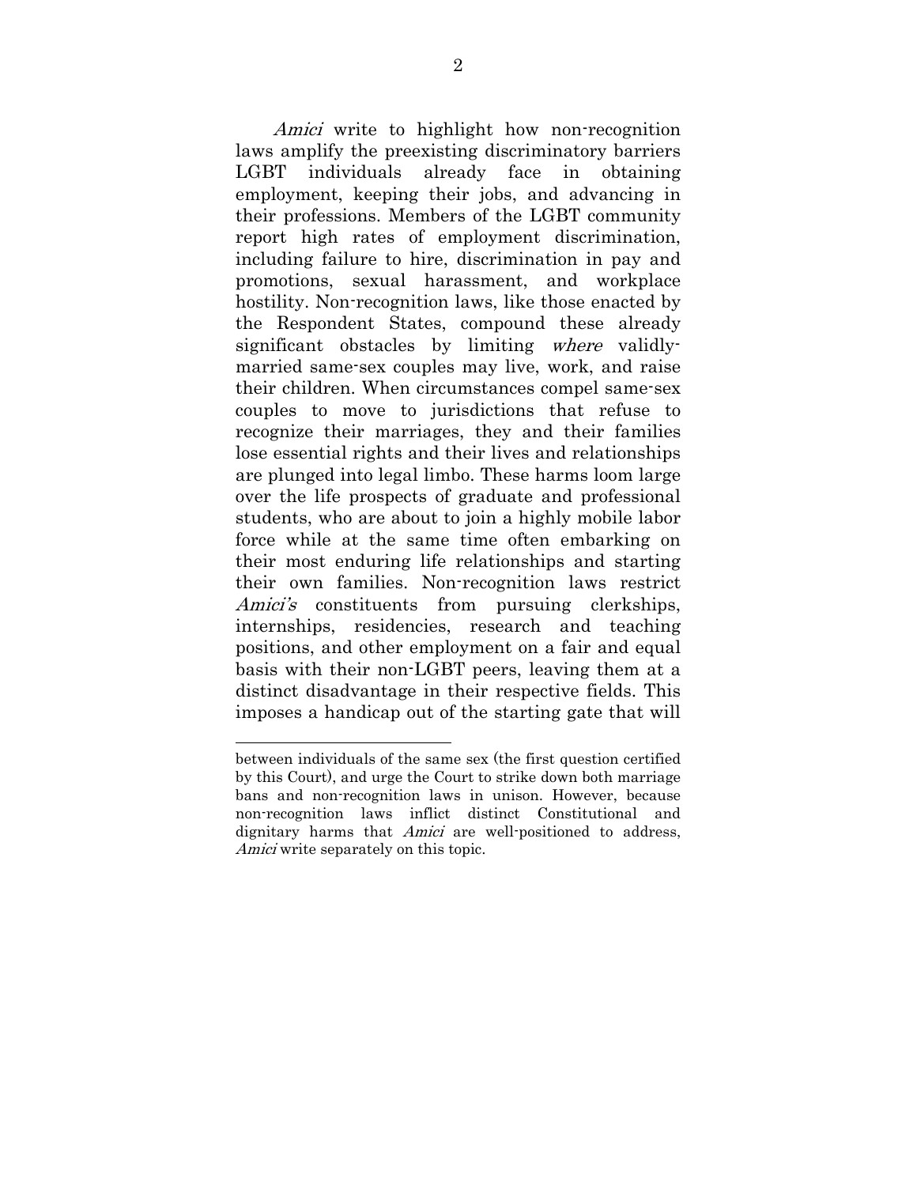*Amici* write to highlight how non-recognition laws amplify the preexisting discriminatory barriers LGBT individuals already face in obtaining employment, keeping their jobs, and advancing in their professions. Members of the LGBT community report high rates of employment discrimination, including failure to hire, discrimination in pay and promotions, sexual harassment, and workplace hostility. Non-recognition laws, like those enacted by the Respondent States, compound these already significant obstacles by limiting *where* validly-married same-sex couples may live, work, and raise their children. When circumstances compel same-sex couples to move to jurisdictions that refuse to recognize their marriages, they and their families lose essential rights and their lives and relationships are plunged into legal limbo. These harms loom large over the life prospects of graduate and professional students, who are about to join a highly mobile labor force while at the same time often embarking on their most enduring life relationships and starting their own families. Non-recognition laws restrict *Amici's* constituents from pursuing clerkships, internships, residencies, research and teaching positions, and other employment on a fair and equal basis with their non-LGBT peers, leaving them at a distinct disadvantage in their respective fields. This imposes a handicap out of the starting gate that will

---

between individuals of the same sex (the first question certified by this Court), and urge the Court to strike down both marriage bans and non-recognition laws in unison. However, because non-recognition laws inflict distinct Constitutional and dignitary harms that *Amici* are well-positioned to address, *Amici* write separately on this topic.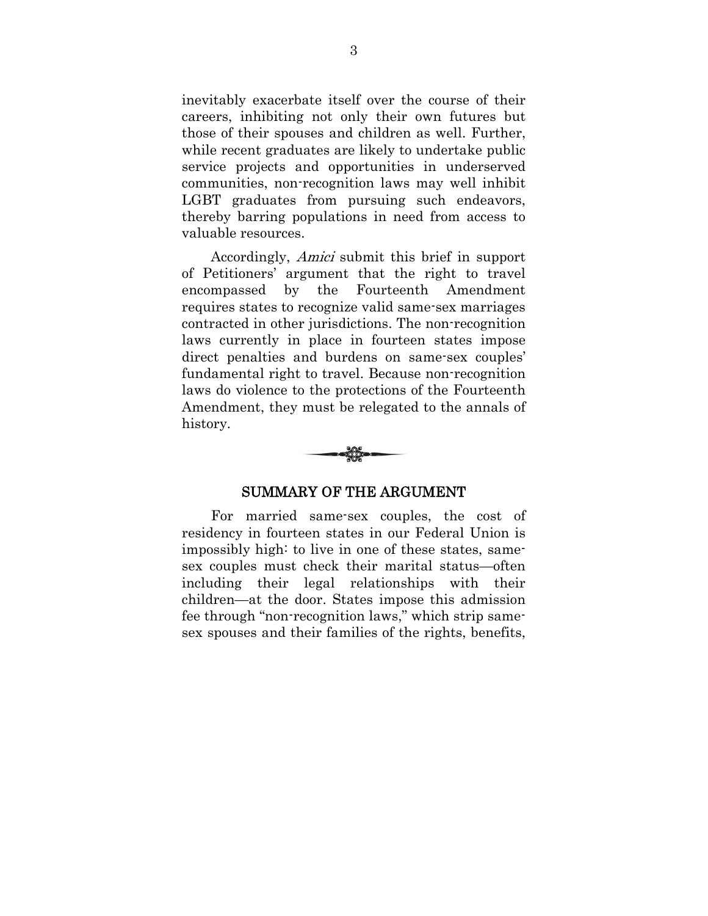inevitably exacerbate itself over the course of their careers, inhibiting not only their own futures but those of their spouses and children as well. Further, while recent graduates are likely to undertake public service projects and opportunities in underserved communities, non-recognition laws may well inhibit LGBT graduates from pursuing such endeavors, thereby barring populations in need from access to valuable resources.

Accordingly, *Amici* submit this brief in support of Petitioners' argument that the right to travel encompassed by the Fourteenth Amendment requires states to recognize valid same-sex marriages contracted in other jurisdictions. The non-recognition laws currently in place in fourteen states impose direct penalties and burdens on same-sex couples' fundamental right to travel. Because non-recognition laws do violence to the protections of the Fourteenth Amendment, they must be relegated to the annals of history.

## SUMMARY OF THE ARGUMENT

For married same-sex couples, the cost of residency in fourteen states in our Federal Union is impossibly high: to live in one of these states, same-sex couples must check their marital status—often including their legal relationships with their children—at the door. States impose this admission fee through "non-recognition laws," which strip same-sex spouses and their families of the rights, benefits,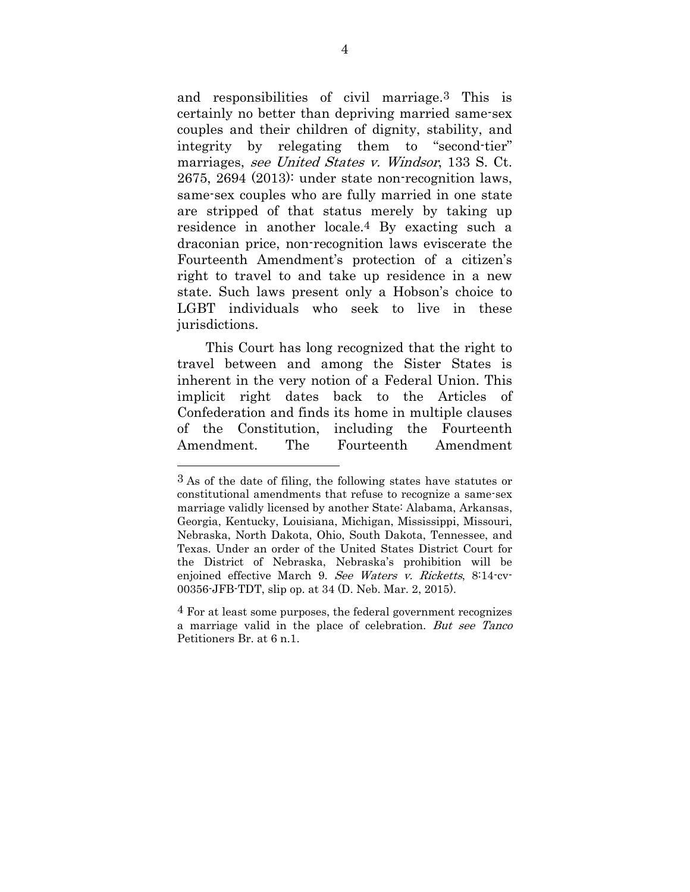and responsibilities of civil marriage.[3] This is certainly no better than depriving married same-sex couples and their children of dignity, stability, and integrity by relegating them to "second-tier" marriages, *see United States v. Windsor*, 133 S. Ct. 2675, 2694 (2013): under state non-recognition laws, same-sex couples who are fully married in one state are stripped of that status merely by taking up residence in another locale.[4] By exacting such a draconian price, non-recognition laws eviscerate the Fourteenth Amendment's protection of a citizen's right to travel to and take up residence in a new state. Such laws present only a Hobson's choice to LGBT individuals who seek to live in these jurisdictions.

This Court has long recognized that the right to travel between and among the Sister States is inherent in the very notion of a Federal Union. This implicit right dates back to the Articles of Confederation and finds its home in multiple clauses of the Constitution, including the Fourteenth Amendment. The Fourteenth Amendment

---

[3] As of the date of filing, the following states have statutes or constitutional amendments that refuse to recognize a same-sex marriage validly licensed by another State: Alabama, Arkansas, Georgia, Kentucky, Louisiana, Michigan, Mississippi, Missouri, Nebraska, North Dakota, Ohio, South Dakota, Tennessee, and Texas. Under an order of the United States District Court for the District of Nebraska, Nebraska's prohibition will be enjoined effective March 9. *See Waters v. Ricketts*, 8:14-cv-00356-JFB-TDT, slip op. at 34 (D. Neb. Mar. 2, 2015).

[4] For at least some purposes, the federal government recognizes a marriage valid in the place of celebration. *But see Tanco* Petitioners Br. at 6 n.1.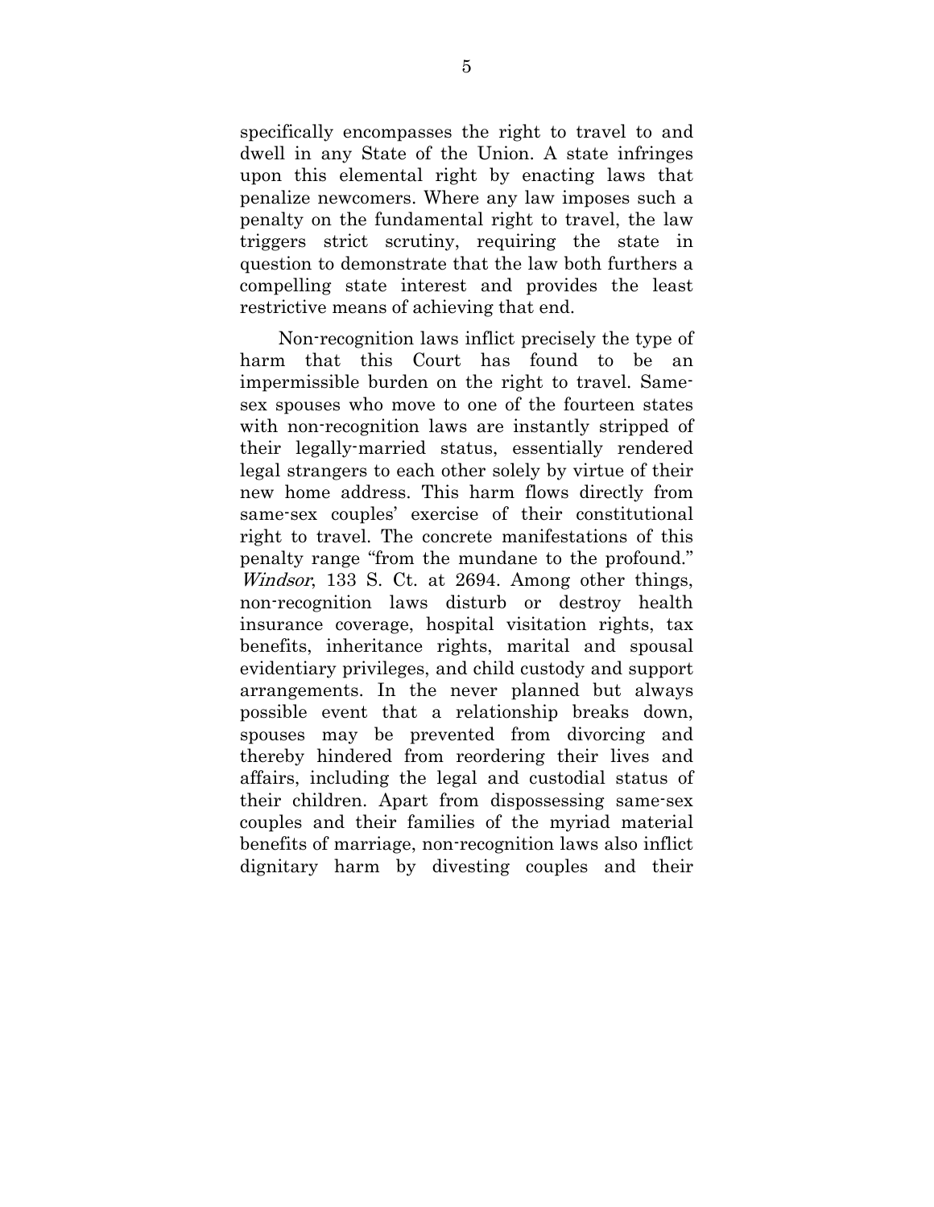specifically encompasses the right to travel to and dwell in any State of the Union. A state infringes upon this elemental right by enacting laws that penalize newcomers. Where any law imposes such a penalty on the fundamental right to travel, the law triggers strict scrutiny, requiring the state in question to demonstrate that the law both furthers a compelling state interest and provides the least restrictive means of achieving that end.

Non-recognition laws inflict precisely the type of harm that this Court has found to be an impermissible burden on the right to travel. Same-sex spouses who move to one of the fourteen states with non-recognition laws are instantly stripped of their legally-married status, essentially rendered legal strangers to each other solely by virtue of their new home address. This harm flows directly from same-sex couples' exercise of their constitutional right to travel. The concrete manifestations of this penalty range "from the mundane to the profound." *Windsor*, 133 S. Ct. at 2694. Among other things, non-recognition laws disturb or destroy health insurance coverage, hospital visitation rights, tax benefits, inheritance rights, marital and spousal evidentiary privileges, and child custody and support arrangements. In the never planned but always possible event that a relationship breaks down, spouses may be prevented from divorcing and thereby hindered from reordering their lives and affairs, including the legal and custodial status of their children. Apart from dispossessing same-sex couples and their families of the myriad material benefits of marriage, non-recognition laws also inflict dignitary harm by divesting couples and their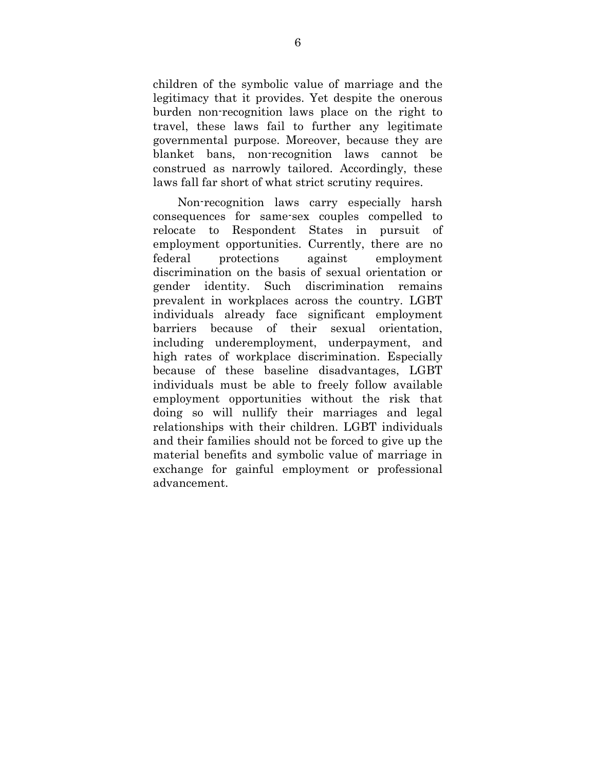children of the symbolic value of marriage and the legitimacy that it provides. Yet despite the onerous burden non-recognition laws place on the right to travel, these laws fail to further any legitimate governmental purpose. Moreover, because they are blanket bans, non-recognition laws cannot be construed as narrowly tailored. Accordingly, these laws fall far short of what strict scrutiny requires.

Non-recognition laws carry especially harsh consequences for same-sex couples compelled to relocate to Respondent States in pursuit of employment opportunities. Currently, there are no federal protections against employment discrimination on the basis of sexual orientation or gender identity. Such discrimination remains prevalent in workplaces across the country. LGBT individuals already face significant employment barriers because of their sexual orientation, including underemployment, underpayment, and high rates of workplace discrimination. Especially because of these baseline disadvantages, LGBT individuals must be able to freely follow available employment opportunities without the risk that doing so will nullify their marriages and legal relationships with their children. LGBT individuals and their families should not be forced to give up the material benefits and symbolic value of marriage in exchange for gainful employment or professional advancement.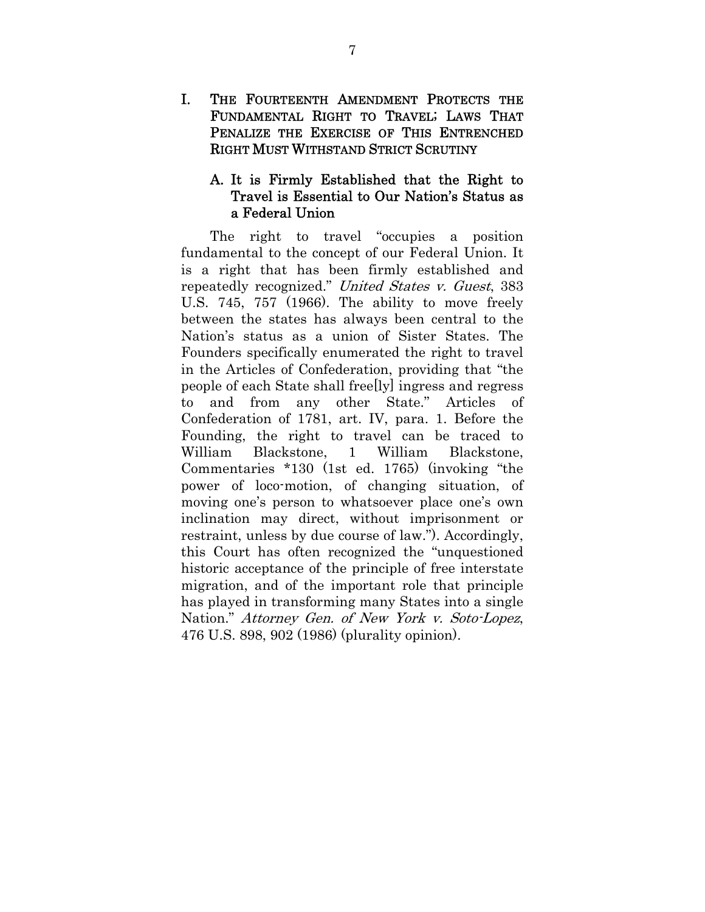## I. THE FOURTEENTH AMENDMENT PROTECTS THE FUNDAMENTAL RIGHT TO TRAVEL; LAWS THAT PENALIZE THE EXERCISE OF THIS ENTRENCHED RIGHT MUST WITHSTAND STRICT SCRUTINY

### A. It is Firmly Established that the Right to Travel is Essential to Our Nation's Status as a Federal Union

The right to travel "occupies a position fundamental to the concept of our Federal Union. It is a right that has been firmly established and repeatedly recognized." *United States v. Guest*, 383 U.S. 745, 757 (1966). The ability to move freely between the states has always been central to the Nation's status as a union of Sister States. The Founders specifically enumerated the right to travel in the Articles of Confederation, providing that "the people of each State shall free[ly] ingress and regress to and from any other State." Articles of Confederation of 1781, art. IV, para. 1. Before the Founding, the right to travel can be traced to William Blackstone, 1 William Blackstone, Commentaries *130 (1st ed. 1765) (invoking "the power of loco-motion, of changing situation, of moving one's person to whatsoever place one's own inclination may direct, without imprisonment or restraint, unless by due course of law."). Accordingly, this Court has often recognized the "unquestioned historic acceptance of the principle of free interstate migration, and of the important role that principle has played in transforming many States into a single Nation." *Attorney Gen. of New York v. Soto-Lopez*, 476 U.S. 898, 902 (1986) (plurality opinion).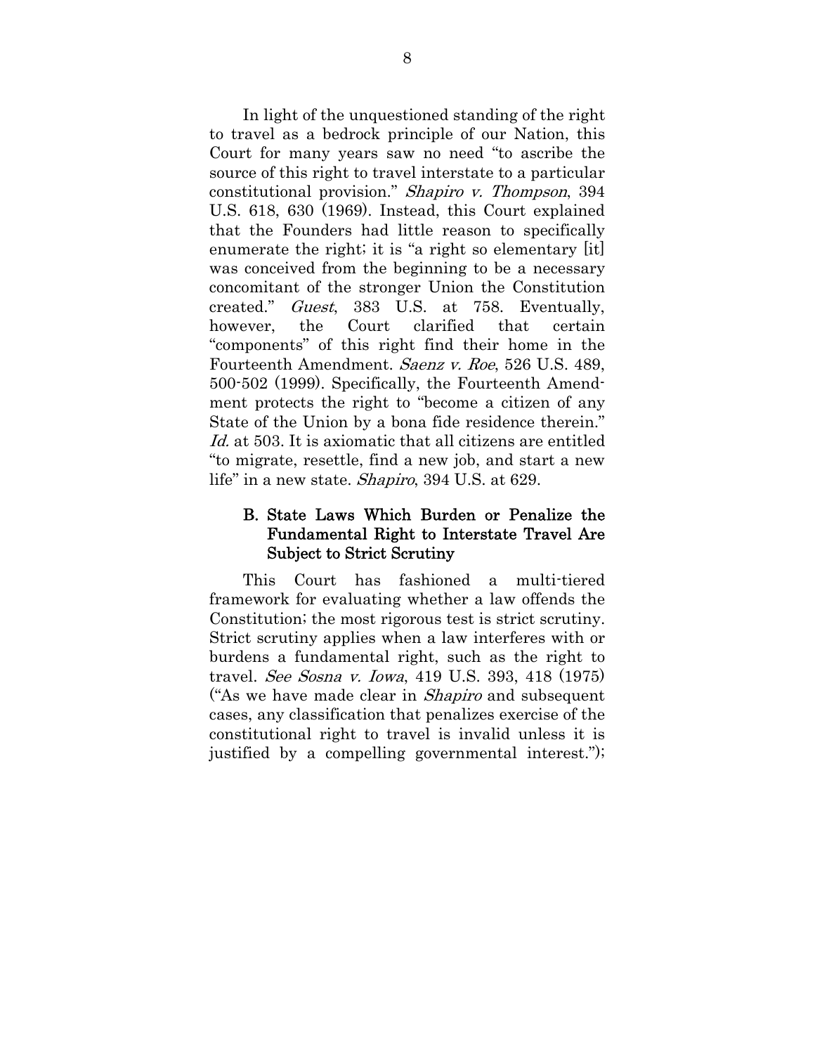In light of the unquestioned standing of the right to travel as a bedrock principle of our Nation, this Court for many years saw no need "to ascribe the source of this right to travel interstate to a particular constitutional provision." *Shapiro v. Thompson*, 394 U.S. 618, 630 (1969). Instead, this Court explained that the Founders had little reason to specifically enumerate the right; it is "a right so elementary [it] was conceived from the beginning to be a necessary concomitant of the stronger Union the Constitution created." *Guest*, 383 U.S. at 758. Eventually, however, the Court clarified that certain "components" of this right find their home in the Fourteenth Amendment. *Saenz v. Roe*, 526 U.S. 489, 500-502 (1999). Specifically, the Fourteenth Amendment protects the right to "become a citizen of any State of the Union by a bona fide residence therein." *Id.* at 503. It is axiomatic that all citizens are entitled "to migrate, resettle, find a new job, and start a new life" in a new state. *Shapiro*, 394 U.S. at 629.

### B. State Laws Which Burden or Penalize the Fundamental Right to Interstate Travel Are Subject to Strict Scrutiny

This Court has fashioned a multi-tiered framework for evaluating whether a law offends the Constitution; the most rigorous test is strict scrutiny. Strict scrutiny applies when a law interferes with or burdens a fundamental right, such as the right to travel. *See Sosna v. Iowa*, 419 U.S. 393, 418 (1975) ("As we have made clear in *Shapiro* and subsequent cases, any classification that penalizes exercise of the constitutional right to travel is invalid unless it is justified by a compelling governmental interest.");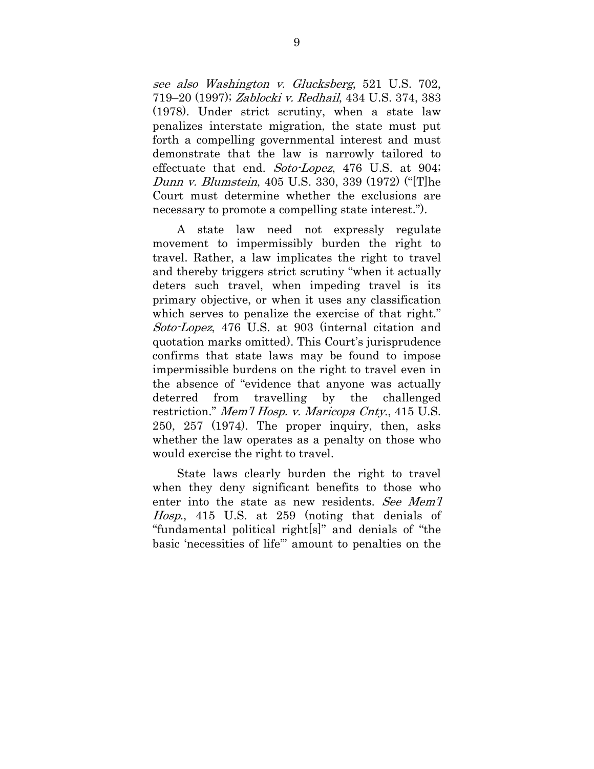*see also Washington v. Glucksberg*, 521 U.S. 702, 719–20 (1997); *Zablocki v. Redhail*, 434 U.S. 374, 383 (1978). Under strict scrutiny, when a state law penalizes interstate migration, the state must put forth a compelling governmental interest and must demonstrate that the law is narrowly tailored to effectuate that end. *Soto-Lopez*, 476 U.S. at 904; *Dunn v. Blumstein*, 405 U.S. 330, 339 (1972) ("[T]he Court must determine whether the exclusions are necessary to promote a compelling state interest.").

A state law need not expressly regulate movement to impermissibly burden the right to travel. Rather, a law implicates the right to travel and thereby triggers strict scrutiny "when it actually deters such travel, when impeding travel is its primary objective, or when it uses any classification which serves to penalize the exercise of that right." *Soto-Lopez*, 476 U.S. at 903 (internal citation and quotation marks omitted). This Court's jurisprudence confirms that state laws may be found to impose impermissible burdens on the right to travel even in the absence of "evidence that anyone was actually deterred from travelling by the challenged restriction." *Mem'l Hosp. v. Maricopa Cnty.*, 415 U.S. 250, 257 (1974). The proper inquiry, then, asks whether the law operates as a penalty on those who would exercise the right to travel.

State laws clearly burden the right to travel when they deny significant benefits to those who enter into the state as new residents. *See Mem'l Hosp.*, 415 U.S. at 259 (noting that denials of "fundamental political right[s]" and denials of "the basic 'necessities of life'" amount to penalties on the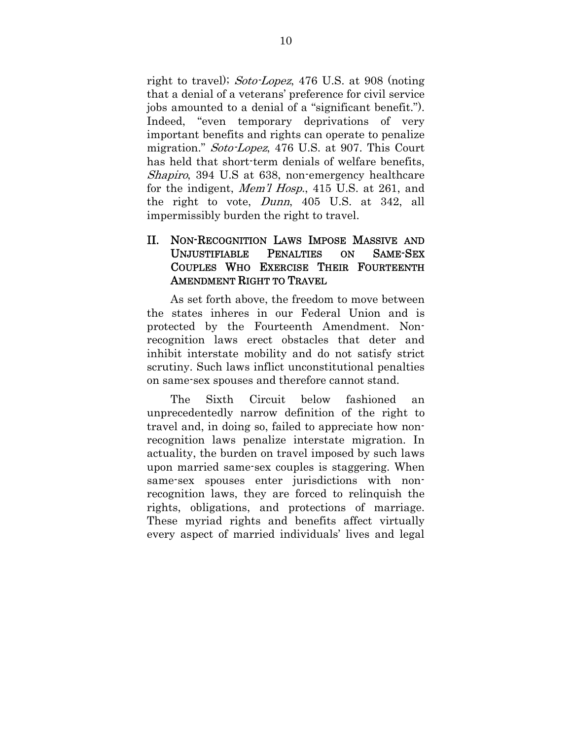right to travel); *Soto-Lopez*, 476 U.S. at 908 (noting that a denial of a veterans' preference for civil service jobs amounted to a denial of a "significant benefit."). Indeed, "even temporary deprivations of very important benefits and rights can operate to penalize migration." *Soto-Lopez*, 476 U.S. at 907. This Court has held that short-term denials of welfare benefits, *Shapiro*, 394 U.S at 638, non-emergency healthcare for the indigent, *Mem'l Hosp.*, 415 U.S. at 261, and the right to vote, *Dunn*, 405 U.S. at 342, all impermissibly burden the right to travel.

## II. NON-RECOGNITION LAWS IMPOSE MASSIVE AND UNJUSTIFIABLE PENALTIES ON SAME-SEX COUPLES WHO EXERCISE THEIR FOURTEENTH AMENDMENT RIGHT TO TRAVEL

As set forth above, the freedom to move between the states inheres in our Federal Union and is protected by the Fourteenth Amendment. Non-recognition laws erect obstacles that deter and inhibit interstate mobility and do not satisfy strict scrutiny. Such laws inflict unconstitutional penalties on same-sex spouses and therefore cannot stand.

The Sixth Circuit below fashioned an unprecedentedly narrow definition of the right to travel and, in doing so, failed to appreciate how non-recognition laws penalize interstate migration. In actuality, the burden on travel imposed by such laws upon married same-sex couples is staggering. When same-sex spouses enter jurisdictions with non-recognition laws, they are forced to relinquish the rights, obligations, and protections of marriage. These myriad rights and benefits affect virtually every aspect of married individuals' lives and legal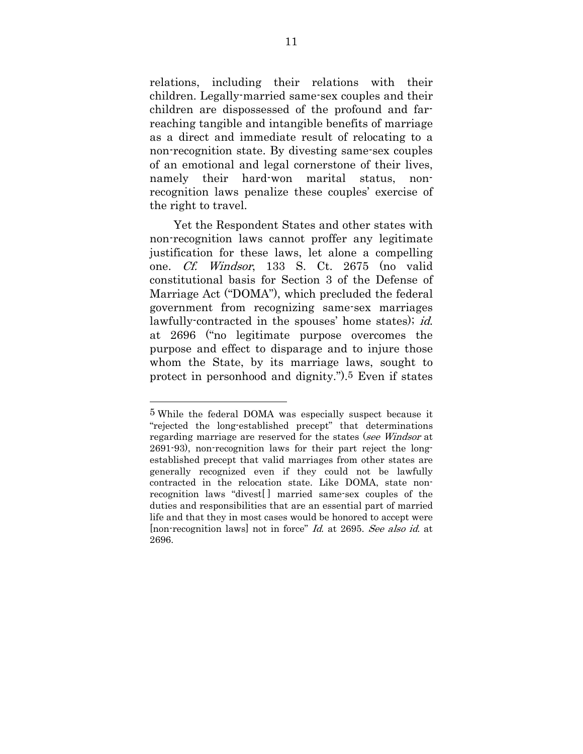relations, including their relations with their children. Legally-married same-sex couples and their children are dispossessed of the profound and far-reaching tangible and intangible benefits of marriage as a direct and immediate result of relocating to a non-recognition state. By divesting same-sex couples of an emotional and legal cornerstone of their lives, namely their hard-won marital status, non-recognition laws penalize these couples' exercise of the right to travel.

Yet the Respondent States and other states with non-recognition laws cannot proffer any legitimate justification for these laws, let alone a compelling one. *Cf. Windsor*, 133 S. Ct. 2675 (no valid constitutional basis for Section 3 of the Defense of Marriage Act ("DOMA"), which precluded the federal government from recognizing same-sex marriages lawfully-contracted in the spouses' home states); *id.* at 2696 ("no legitimate purpose overcomes the purpose and effect to disparage and to injure those whom the State, by its marriage laws, sought to protect in personhood and dignity.").[5] Even if states

---

[5] While the federal DOMA was especially suspect because it "rejected the long-established precept" that determinations regarding marriage are reserved for the states (*see Windsor* at 2691-93), non-recognition laws for their part reject the long-established precept that valid marriages from other states are generally recognized even if they could not be lawfully contracted in the relocation state. Like DOMA, state non-recognition laws "divest[ ] married same-sex couples of the duties and responsibilities that are an essential part of married life and that they in most cases would be honored to accept were [non-recognition laws] not in force" *Id.* at 2695. *See also id.* at 2696.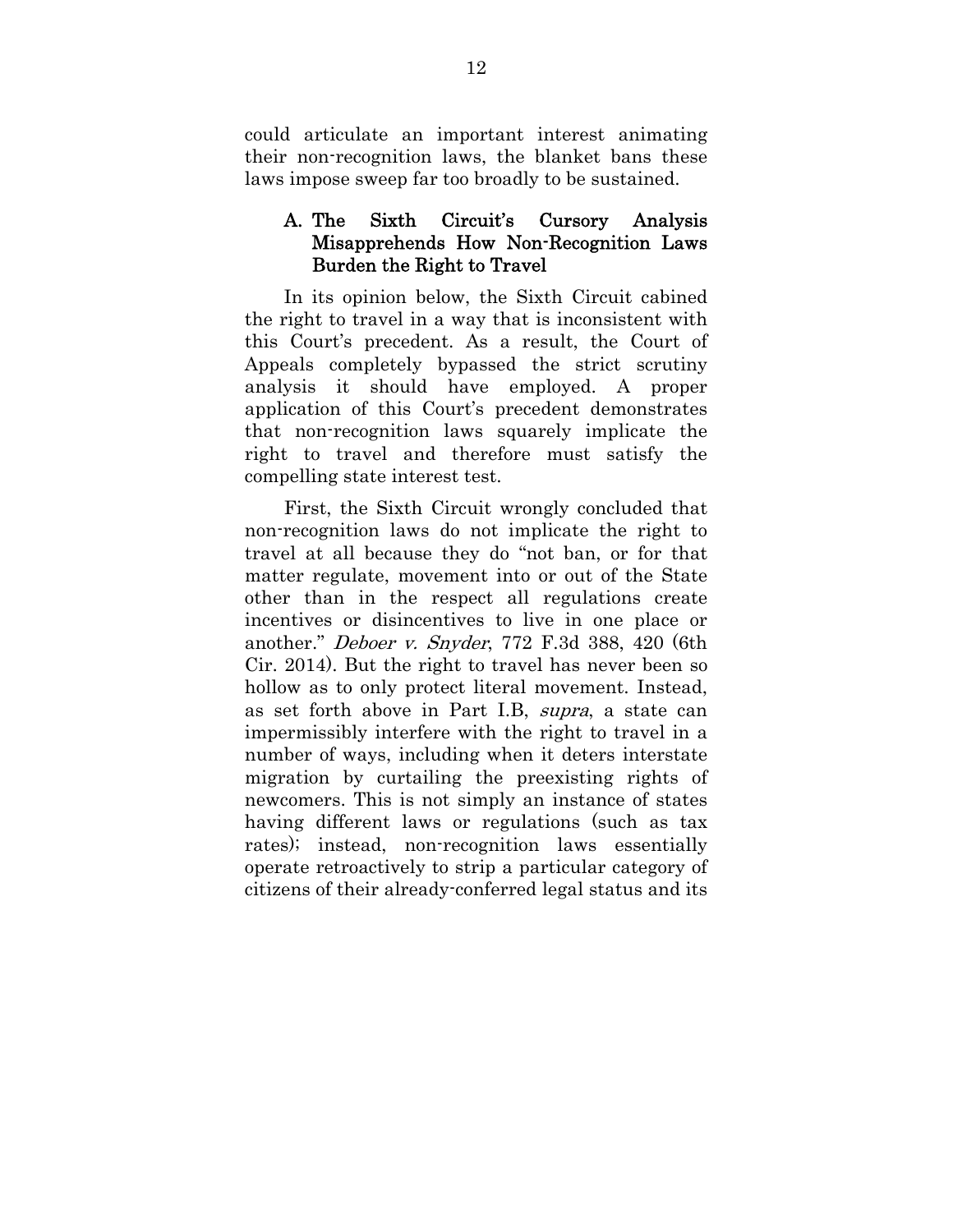could articulate an important interest animating their non-recognition laws, the blanket bans these laws impose sweep far too broadly to be sustained.

### A. The Sixth Circuit's Cursory Analysis Misapprehends How Non-Recognition Laws Burden the Right to Travel

In its opinion below, the Sixth Circuit cabined the right to travel in a way that is inconsistent with this Court's precedent. As a result, the Court of Appeals completely bypassed the strict scrutiny analysis it should have employed. A proper application of this Court's precedent demonstrates that non-recognition laws squarely implicate the right to travel and therefore must satisfy the compelling state interest test.

First, the Sixth Circuit wrongly concluded that non-recognition laws do not implicate the right to travel at all because they do "not ban, or for that matter regulate, movement into or out of the State other than in the respect all regulations create incentives or disincentives to live in one place or another." *Deboer v. Snyder*, 772 F.3d 388, 420 (6th Cir. 2014). But the right to travel has never been so hollow as to only protect literal movement. Instead, as set forth above in Part I.B, *supra*, a state can impermissibly interfere with the right to travel in a number of ways, including when it deters interstate migration by curtailing the preexisting rights of newcomers. This is not simply an instance of states having different laws or regulations (such as tax rates); instead, non-recognition laws essentially operate retroactively to strip a particular category of citizens of their already-conferred legal status and its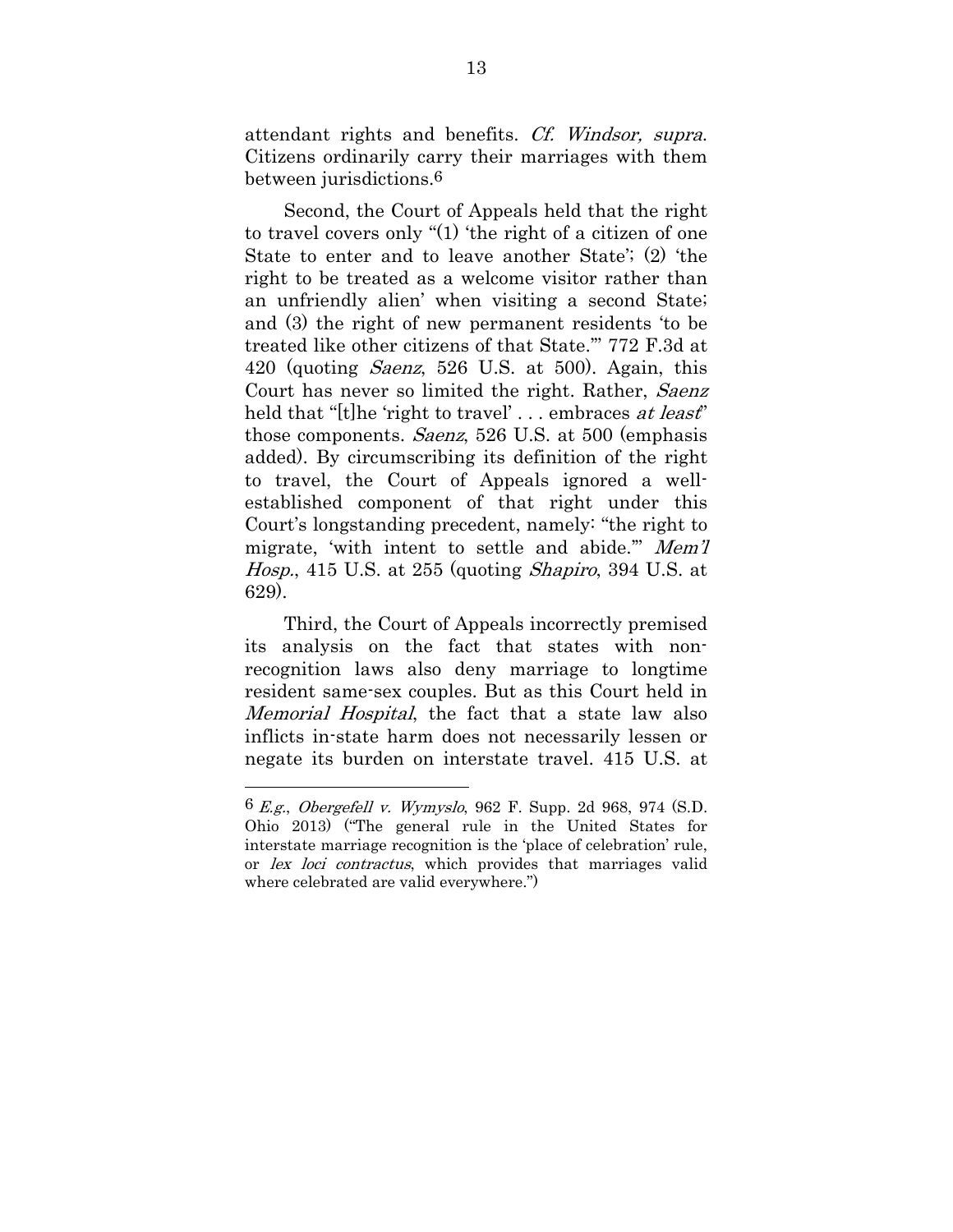attendant rights and benefits. *Cf. Windsor, supra.* Citizens ordinarily carry their marriages with them between jurisdictions.[6]

Second, the Court of Appeals held that the right to travel covers only "(1) 'the right of a citizen of one State to enter and to leave another State'; (2) 'the right to be treated as a welcome visitor rather than an unfriendly alien' when visiting a second State; and (3) the right of new permanent residents 'to be treated like other citizens of that State.'" 772 F.3d at 420 (quoting *Saenz*, 526 U.S. at 500). Again, this Court has never so limited the right. Rather, *Saenz* held that "[t]he 'right to travel' . . . embraces *at least*" those components. *Saenz*, 526 U.S. at 500 (emphasis added). By circumscribing its definition of the right to travel, the Court of Appeals ignored a well-established component of that right under this Court's longstanding precedent, namely: "the right to migrate, 'with intent to settle and abide.'" *Mem'l Hosp.*, 415 U.S. at 255 (quoting *Shapiro*, 394 U.S. at 629).

Third, the Court of Appeals incorrectly premised its analysis on the fact that states with non-recognition laws also deny marriage to longtime resident same-sex couples. But as this Court held in *Memorial Hospital*, the fact that a state law also inflicts in-state harm does not necessarily lessen or negate its burden on interstate travel. 415 U.S. at

---

[6] *E.g.*, *Obergefell v. Wymyslo*, 962 F. Supp. 2d 968, 974 (S.D. Ohio 2013) ("The general rule in the United States for interstate marriage recognition is the 'place of celebration' rule, or *lex loci contractus*, which provides that marriages valid where celebrated are valid everywhere.")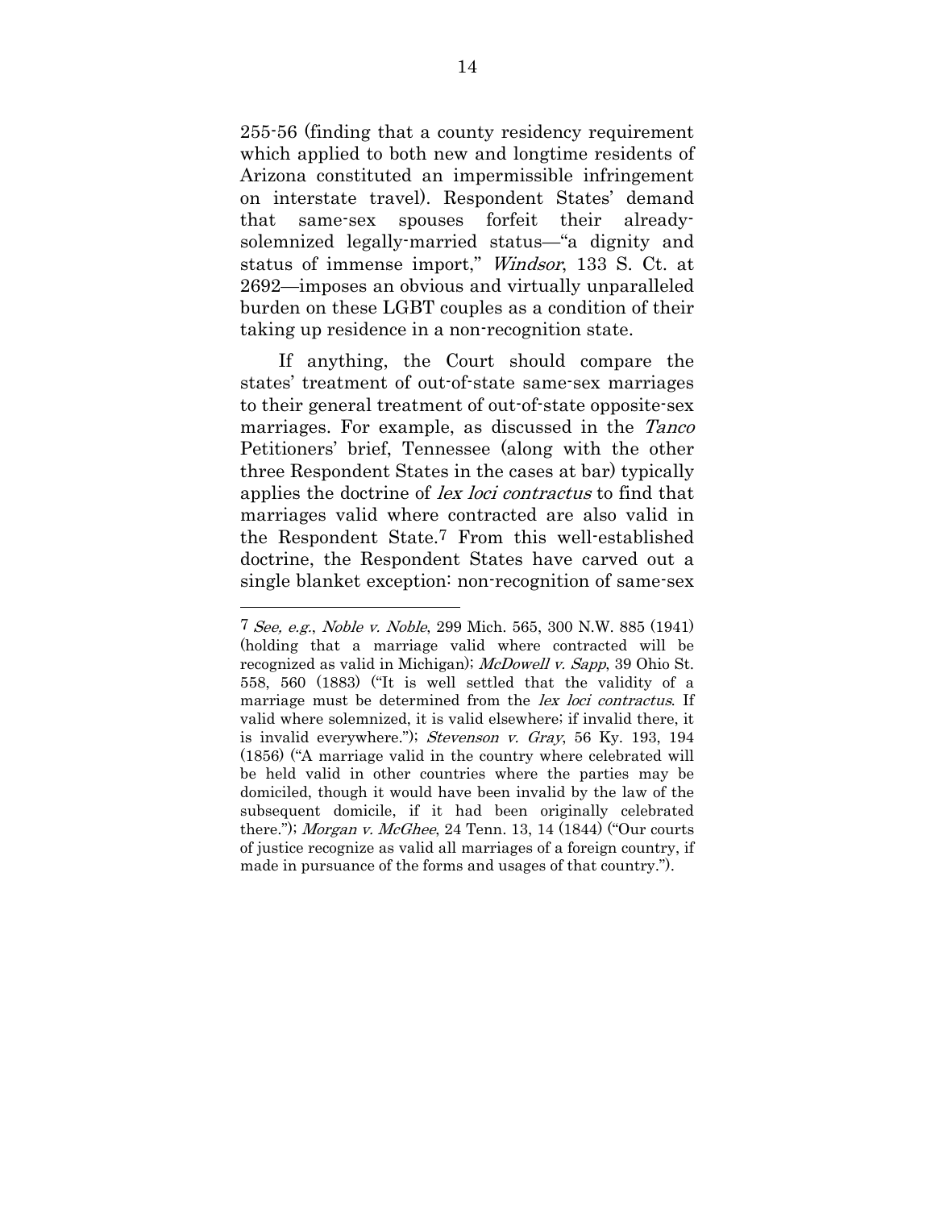255-56 (finding that a county residency requirement which applied to both new and longtime residents of Arizona constituted an impermissible infringement on interstate travel). Respondent States' demand that same-sex spouses forfeit their already-solemnized legally-married status—"a dignity and status of immense import," *Windsor*, 133 S. Ct. at 2692—imposes an obvious and virtually unparalleled burden on these LGBT couples as a condition of their taking up residence in a non-recognition state.

If anything, the Court should compare the states' treatment of out-of-state same-sex marriages to their general treatment of out-of-state opposite-sex marriages. For example, as discussed in the *Tanco* Petitioners' brief, Tennessee (along with the other three Respondent States in the cases at bar) typically applies the doctrine of *lex loci contractus* to find that marriages valid where contracted are also valid in the Respondent State.[7] From this well-established doctrine, the Respondent States have carved out a single blanket exception: non-recognition of same-sex

---

[7] *See, e.g.*, *Noble v. Noble*, 299 Mich. 565, 300 N.W. 885 (1941) (holding that a marriage valid where contracted will be recognized as valid in Michigan); *McDowell v. Sapp*, 39 Ohio St. 558, 560 (1883) ("It is well settled that the validity of a marriage must be determined from the *lex loci contractus*. If valid where solemnized, it is valid elsewhere; if invalid there, it is invalid everywhere."); *Stevenson v. Gray*, 56 Ky. 193, 194 (1856) ("A marriage valid in the country where celebrated will be held valid in other countries where the parties may be domiciled, though it would have been invalid by the law of the subsequent domicile, if it had been originally celebrated there."); *Morgan v. McGhee*, 24 Tenn. 13, 14 (1844) ("Our courts of justice recognize as valid all marriages of a foreign country, if made in pursuance of the forms and usages of that country.").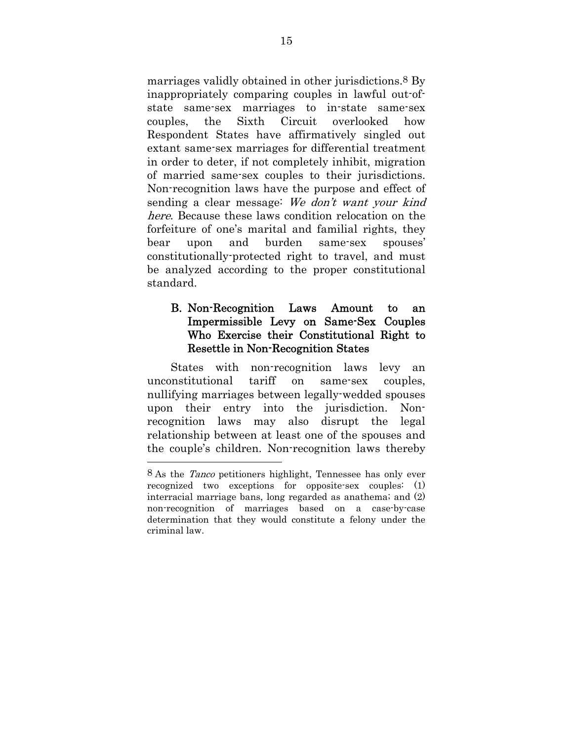marriages validly obtained in other jurisdictions.[8] By inappropriately comparing couples in lawful out-of-state same-sex marriages to in-state same-sex couples, the Sixth Circuit overlooked how Respondent States have affirmatively singled out extant same-sex marriages for differential treatment in order to deter, if not completely inhibit, migration of married same-sex couples to their jurisdictions. Non-recognition laws have the purpose and effect of sending a clear message: *We don't want your kind here*. Because these laws condition relocation on the forfeiture of one's marital and familial rights, they bear upon and burden same-sex spouses' constitutionally-protected right to travel, and must be analyzed according to the proper constitutional standard.

### B. Non-Recognition Laws Amount to an Impermissible Levy on Same-Sex Couples Who Exercise their Constitutional Right to Resettle in Non-Recognition States

States with non-recognition laws levy an unconstitutional tariff on same-sex couples, nullifying marriages between legally-wedded spouses upon their entry into the jurisdiction. Non-recognition laws may also disrupt the legal relationship between at least one of the spouses and the couple's children. Non-recognition laws thereby

---

[8] As the *Tanco* petitioners highlight, Tennessee has only ever recognized two exceptions for opposite-sex couples: (1) interracial marriage bans, long regarded as anathema; and (2) non-recognition of marriages based on a case-by-case determination that they would constitute a felony under the criminal law.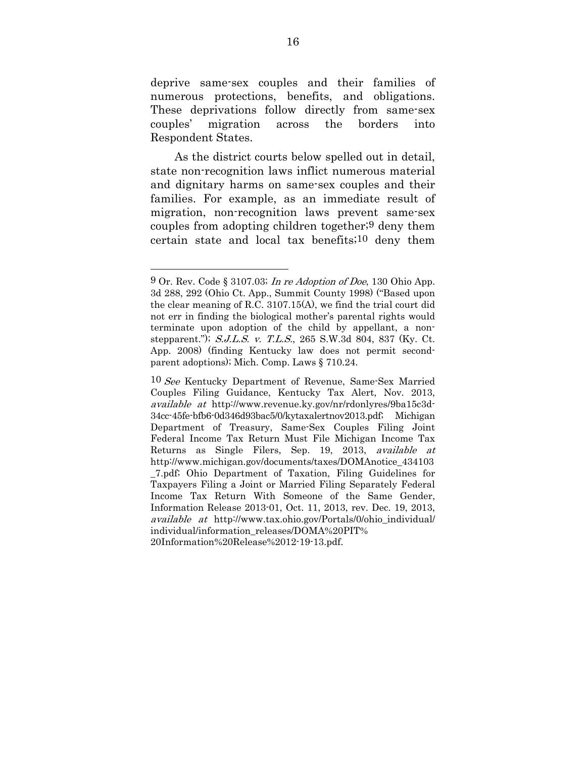deprive same-sex couples and their families of numerous protections, benefits, and obligations. These deprivations follow directly from same-sex couples' migration across the borders into Respondent States.

As the district courts below spelled out in detail, state non-recognition laws inflict numerous material and dignitary harms on same-sex couples and their families. For example, as an immediate result of migration, non-recognition laws prevent same-sex couples from adopting children together;[9] deny them certain state and local tax benefits;[10] deny them

---

[9] Or. Rev. Code § 3107.03; *In re Adoption of Doe*, 130 Ohio App. 3d 288, 292 (Ohio Ct. App., Summit County 1998) ("Based upon the clear meaning of R.C. 3107.15(A), we find the trial court did not err in finding the biological mother's parental rights would terminate upon adoption of the child by appellant, a non-stepparent."); *S.J.L.S. v. T.L.S.*, 265 S.W.3d 804, 837 (Ky. Ct. App. 2008) (finding Kentucky law does not permit second-parent adoptions); Mich. Comp. Laws § 710.24.

[10] *See* Kentucky Department of Revenue, Same-Sex Married Couples Filing Guidance, Kentucky Tax Alert, Nov. 2013, *available at* http://www.revenue.ky.gov/nr/rdonlyres/9ba15c3d-34cc-45fe-bfb6-0d346d93bac5/0/kytaxalertnov2013.pdf; Michigan Department of Treasury, Same-Sex Couples Filing Joint Federal Income Tax Return Must File Michigan Income Tax Returns as Single Filers, Sep. 19, 2013, *available at* http://www.michigan.gov/documents/taxes/DOMAnotice_434103_7.pdf; Ohio Department of Taxation, Filing Guidelines for Taxpayers Filing a Joint or Married Filing Separately Federal Income Tax Return With Someone of the Same Gender, Information Release 2013-01, Oct. 11, 2013, rev. Dec. 19, 2013, *available at* http://www.tax.ohio.gov/Portals/0/ohio_individual/individual/information_releases/DOMA%20PIT%20Information%20Release%2012-19-13.pdf.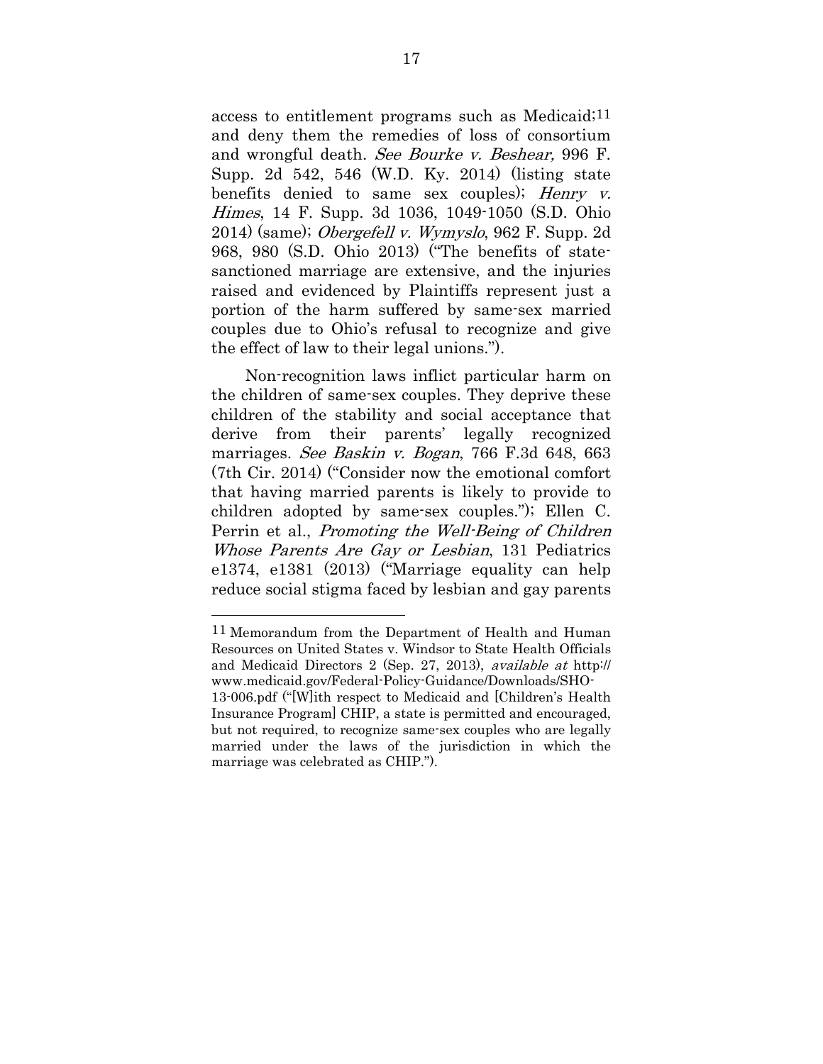access to entitlement programs such as Medicaid;[11] and deny them the remedies of loss of consortium and wrongful death. *See Bourke v. Beshear,* 996 F. Supp. 2d 542, 546 (W.D. Ky. 2014) (listing state benefits denied to same sex couples); *Henry v. Himes*, 14 F. Supp. 3d 1036, 1049-1050 (S.D. Ohio 2014) (same); *Obergefell v. Wymyslo*, 962 F. Supp. 2d 968, 980 (S.D. Ohio 2013) ("The benefits of state-sanctioned marriage are extensive, and the injuries raised and evidenced by Plaintiffs represent just a portion of the harm suffered by same-sex married couples due to Ohio's refusal to recognize and give the effect of law to their legal unions.").

Non-recognition laws inflict particular harm on the children of same-sex couples. They deprive these children of the stability and social acceptance that derive from their parents' legally recognized marriages. *See Baskin v. Bogan*, 766 F.3d 648, 663 (7th Cir. 2014) ("Consider now the emotional comfort that having married parents is likely to provide to children adopted by same-sex couples."); Ellen C. Perrin et al., *Promoting the Well-Being of Children Whose Parents Are Gay or Lesbian*, 131 Pediatrics e1374, e1381 (2013) ("Marriage equality can help reduce social stigma faced by lesbian and gay parents

---

[11] Memorandum from the Department of Health and Human Resources on United States v. Windsor to State Health Officials and Medicaid Directors 2 (Sep. 27, 2013), *available at* http://www.medicaid.gov/Federal-Policy-Guidance/Downloads/SHO-13-006.pdf ("[W]ith respect to Medicaid and [Children's Health Insurance Program] CHIP, a state is permitted and encouraged, but not required, to recognize same-sex couples who are legally married under the laws of the jurisdiction in which the marriage was celebrated as CHIP.").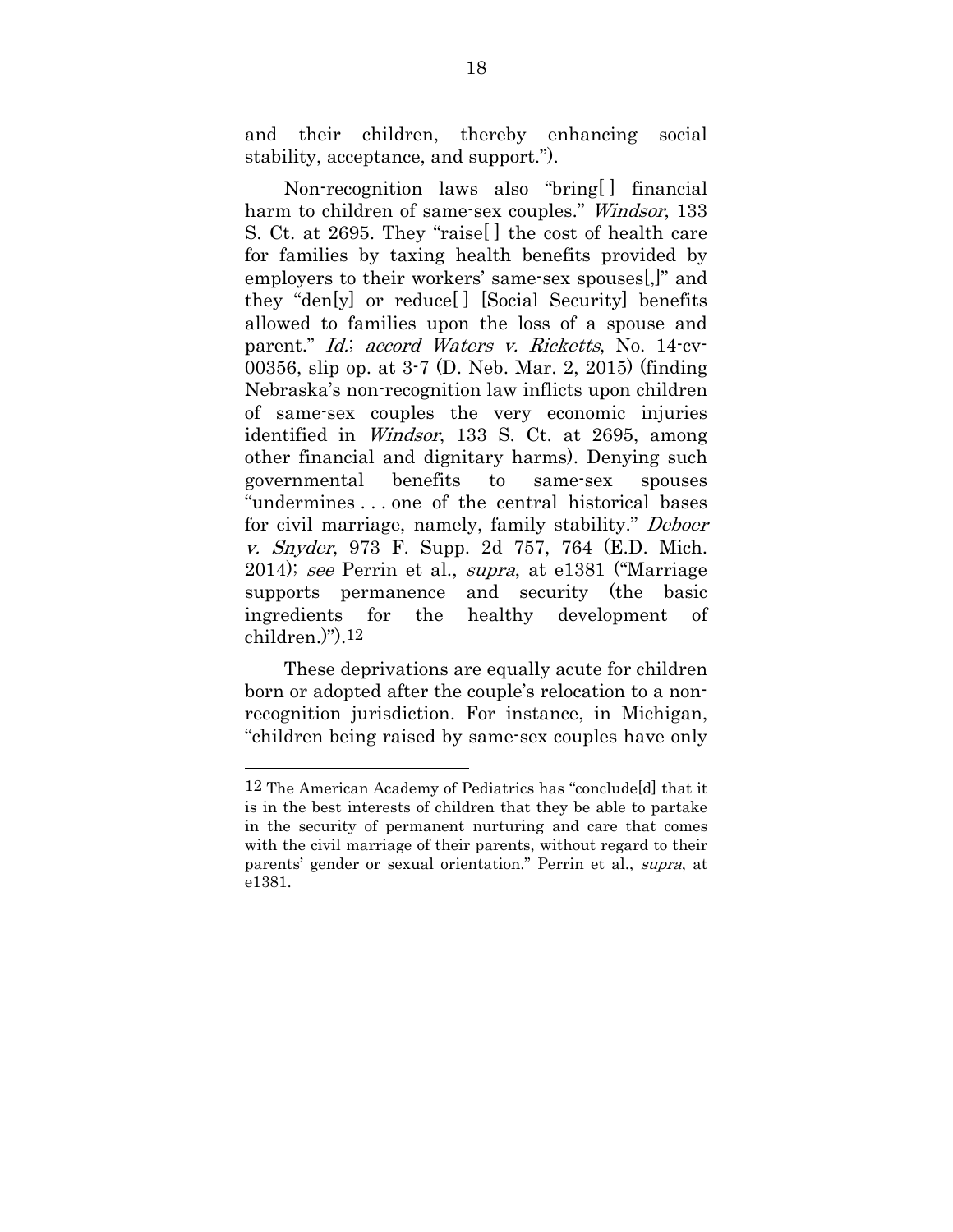and their children, thereby enhancing social stability, acceptance, and support.").

Non-recognition laws also "bring[ ] financial harm to children of same-sex couples." *Windsor*, 133 S. Ct. at 2695. They "raise[ ] the cost of health care for families by taxing health benefits provided by employers to their workers' same-sex spouses[,]" and they "den[y] or reduce[ ] [Social Security] benefits allowed to families upon the loss of a spouse and parent." *Id.*; *accord Waters v. Ricketts*, No. 14-cv-00356, slip op. at 3-7 (D. Neb. Mar. 2, 2015) (finding Nebraska's non-recognition law inflicts upon children of same-sex couples the very economic injuries identified in *Windsor*, 133 S. Ct. at 2695, among other financial and dignitary harms). Denying such governmental benefits to same-sex spouses "undermines . . . one of the central historical bases for civil marriage, namely, family stability." *Deboer v. Snyder*, 973 F. Supp. 2d 757, 764 (E.D. Mich. 2014); *see* Perrin et al., *supra*, at e1381 ("Marriage supports permanence and security (the basic ingredients for the healthy development of children.)").[12]

These deprivations are equally acute for children born or adopted after the couple's relocation to a non-recognition jurisdiction. For instance, in Michigan, "children being raised by same-sex couples have only

---

[12] The American Academy of Pediatrics has "conclude[d] that it is in the best interests of children that they be able to partake in the security of permanent nurturing and care that comes with the civil marriage of their parents, without regard to their parents' gender or sexual orientation." Perrin et al., *supra*, at e1381.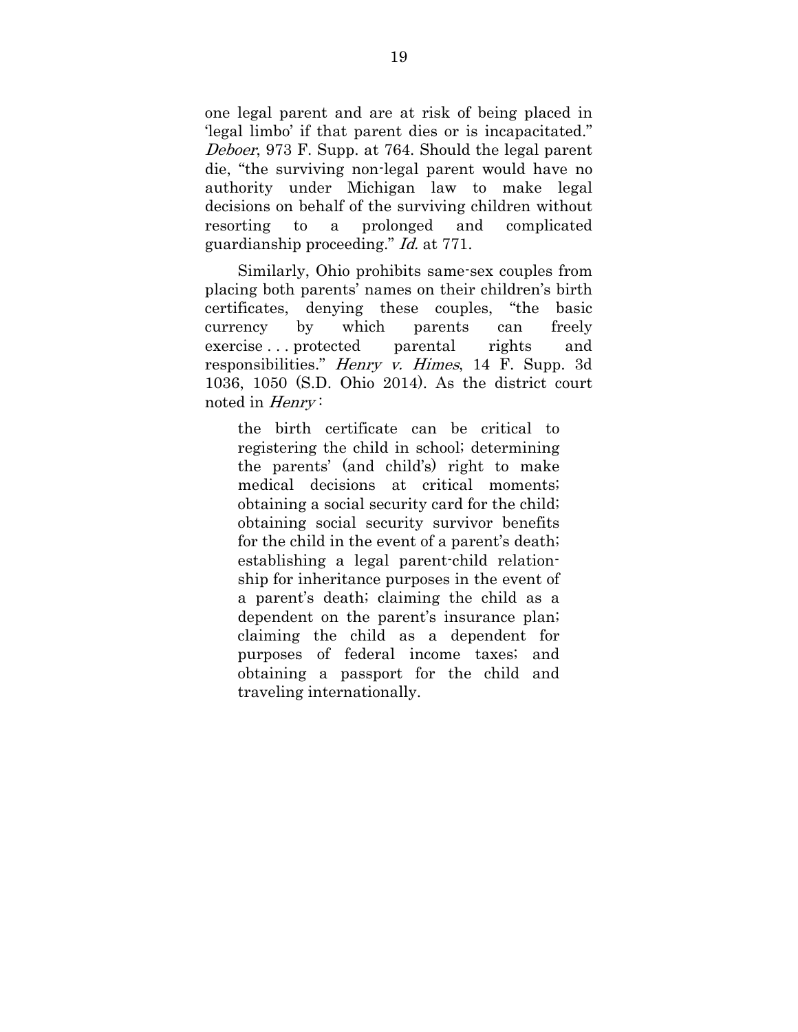one legal parent and are at risk of being placed in 'legal limbo' if that parent dies or is incapacitated." *Deboer*, 973 F. Supp. at 764. Should the legal parent die, "the surviving non-legal parent would have no authority under Michigan law to make legal decisions on behalf of the surviving children without resorting to a prolonged and complicated guardianship proceeding." *Id.* at 771.

Similarly, Ohio prohibits same-sex couples from placing both parents' names on their children's birth certificates, denying these couples, "the basic currency by which parents can freely exercise . . . protected parental rights and responsibilities." *Henry v. Himes*, 14 F. Supp. 3d 1036, 1050 (S.D. Ohio 2014). As the district court noted in *Henry* :

> the birth certificate can be critical to registering the child in school; determining the parents' (and child's) right to make medical decisions at critical moments; obtaining a social security card for the child; obtaining social security survivor benefits for the child in the event of a parent's death; establishing a legal parent-child relationship for inheritance purposes in the event of a parent's death; claiming the child as a dependent on the parent's insurance plan; claiming the child as a dependent for purposes of federal income taxes; and obtaining a passport for the child and traveling internationally.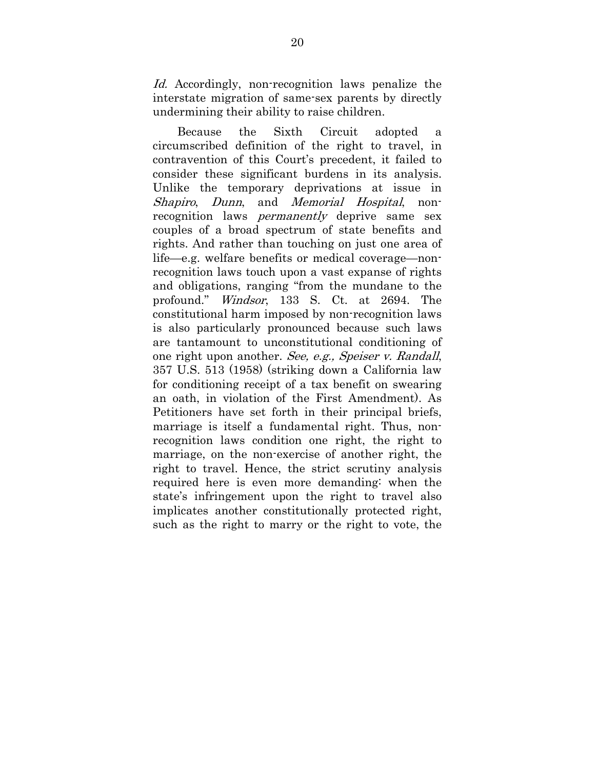*Id.* Accordingly, non-recognition laws penalize the interstate migration of same-sex parents by directly undermining their ability to raise children.

Because the Sixth Circuit adopted a circumscribed definition of the right to travel, in contravention of this Court's precedent, it failed to consider these significant burdens in its analysis. Unlike the temporary deprivations at issue in *Shapiro*, *Dunn*, and *Memorial Hospital*, non-recognition laws *permanently* deprive same sex couples of a broad spectrum of state benefits and rights. And rather than touching on just one area of life—e.g. welfare benefits or medical coverage—non-recognition laws touch upon a vast expanse of rights and obligations, ranging "from the mundane to the profound." *Windsor*, 133 S. Ct. at 2694. The constitutional harm imposed by non-recognition laws is also particularly pronounced because such laws are tantamount to unconstitutional conditioning of one right upon another. *See, e.g., Speiser v. Randall*, 357 U.S. 513 (1958) (striking down a California law for conditioning receipt of a tax benefit on swearing an oath, in violation of the First Amendment). As Petitioners have set forth in their principal briefs, marriage is itself a fundamental right. Thus, non-recognition laws condition one right, the right to marriage, on the non-exercise of another right, the right to travel. Hence, the strict scrutiny analysis required here is even more demanding: when the state's infringement upon the right to travel also implicates another constitutionally protected right, such as the right to marry or the right to vote, the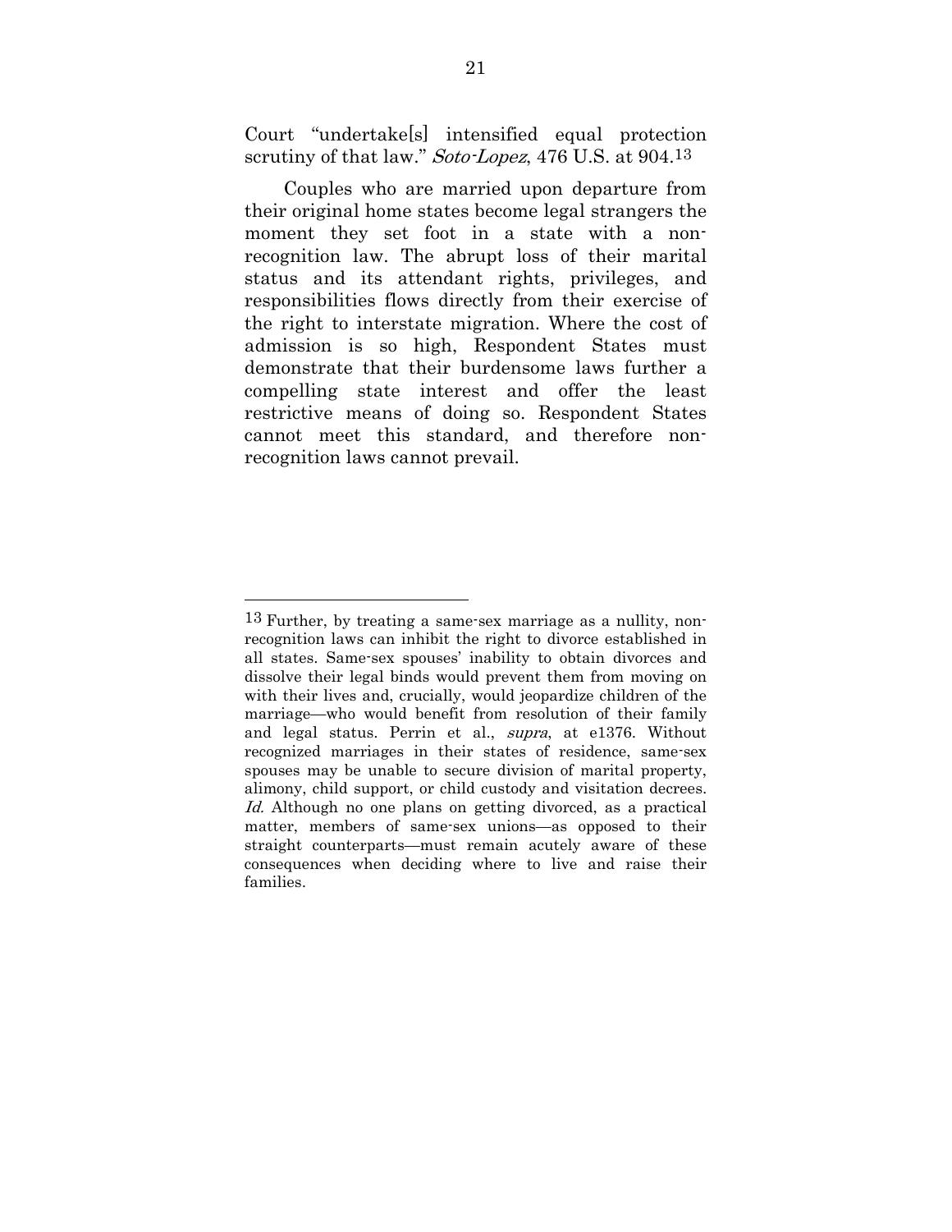Court "undertake[s] intensified equal protection scrutiny of that law." *Soto-Lopez*, 476 U.S. at 904.[13]

Couples who are married upon departure from their original home states become legal strangers the moment they set foot in a state with a non-recognition law. The abrupt loss of their marital status and its attendant rights, privileges, and responsibilities flows directly from their exercise of the right to interstate migration. Where the cost of admission is so high, Respondent States must demonstrate that their burdensome laws further a compelling state interest and offer the least restrictive means of doing so. Respondent States cannot meet this standard, and therefore non-recognition laws cannot prevail.

---

[13] Further, by treating a same-sex marriage as a nullity, non-recognition laws can inhibit the right to divorce established in all states. Same-sex spouses' inability to obtain divorces and dissolve their legal binds would prevent them from moving on with their lives and, crucially, would jeopardize children of the marriage—who would benefit from resolution of their family and legal status. Perrin et al., *supra*, at e1376. Without recognized marriages in their states of residence, same-sex spouses may be unable to secure division of marital property, alimony, child support, or child custody and visitation decrees. *Id.* Although no one plans on getting divorced, as a practical matter, members of same-sex unions—as opposed to their straight counterparts—must remain acutely aware of these consequences when deciding where to live and raise their families.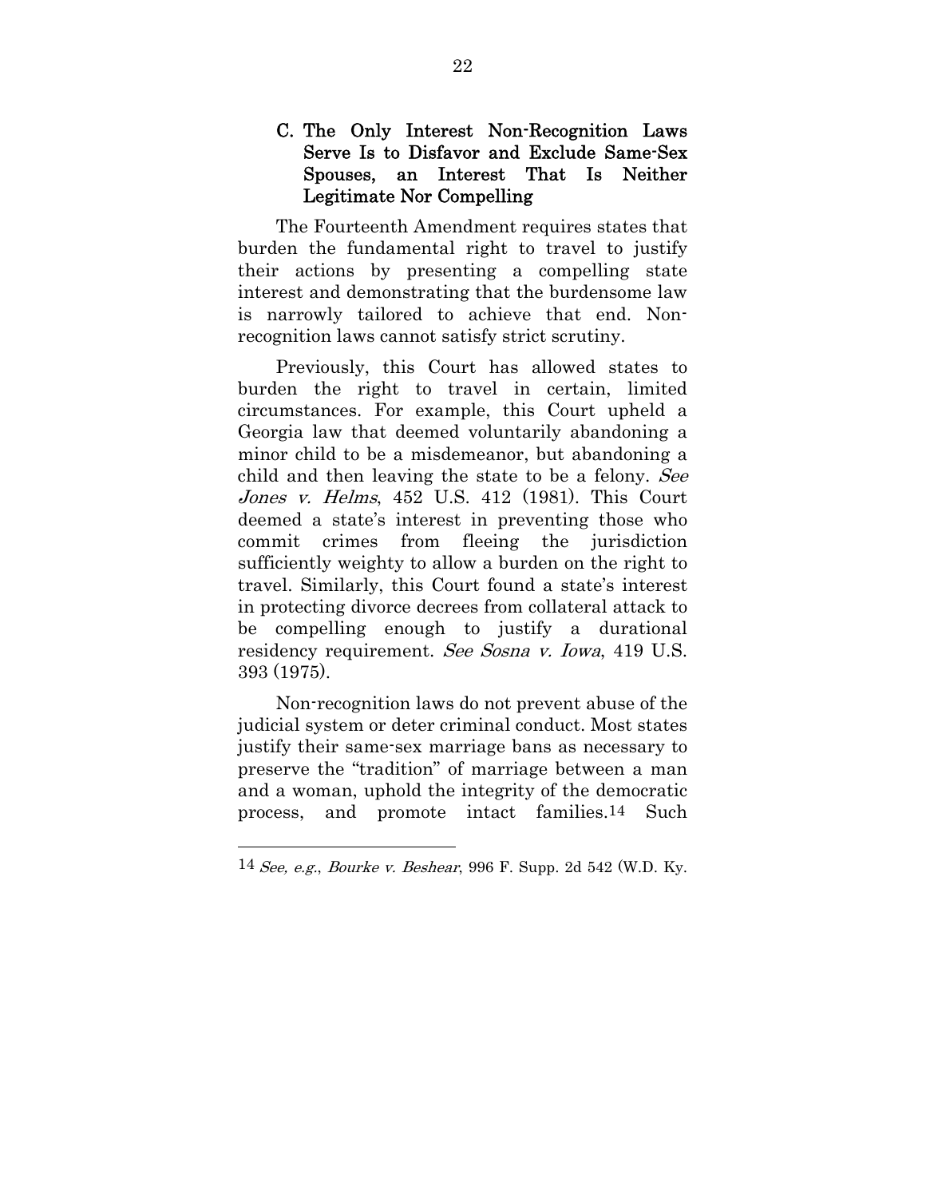### C. The Only Interest Non-Recognition Laws Serve Is to Disfavor and Exclude Same-Sex Spouses, an Interest That Is Neither Legitimate Nor Compelling

The Fourteenth Amendment requires states that burden the fundamental right to travel to justify their actions by presenting a compelling state interest and demonstrating that the burdensome law is narrowly tailored to achieve that end. Non-recognition laws cannot satisfy strict scrutiny.

Previously, this Court has allowed states to burden the right to travel in certain, limited circumstances. For example, this Court upheld a Georgia law that deemed voluntarily abandoning a minor child to be a misdemeanor, but abandoning a child and then leaving the state to be a felony. *See Jones v. Helms*, 452 U.S. 412 (1981). This Court deemed a state's interest in preventing those who commit crimes from fleeing the jurisdiction sufficiently weighty to allow a burden on the right to travel. Similarly, this Court found a state's interest in protecting divorce decrees from collateral attack to be compelling enough to justify a durational residency requirement. *See Sosna v. Iowa*, 419 U.S. 393 (1975).

Non-recognition laws do not prevent abuse of the judicial system or deter criminal conduct. Most states justify their same-sex marriage bans as necessary to preserve the "tradition" of marriage between a man and a woman, uphold the integrity of the democratic process, and promote intact families.[14] Such

---

[14] *See, e.g.*, *Bourke v. Beshear*, 996 F. Supp. 2d 542 (W.D. Ky.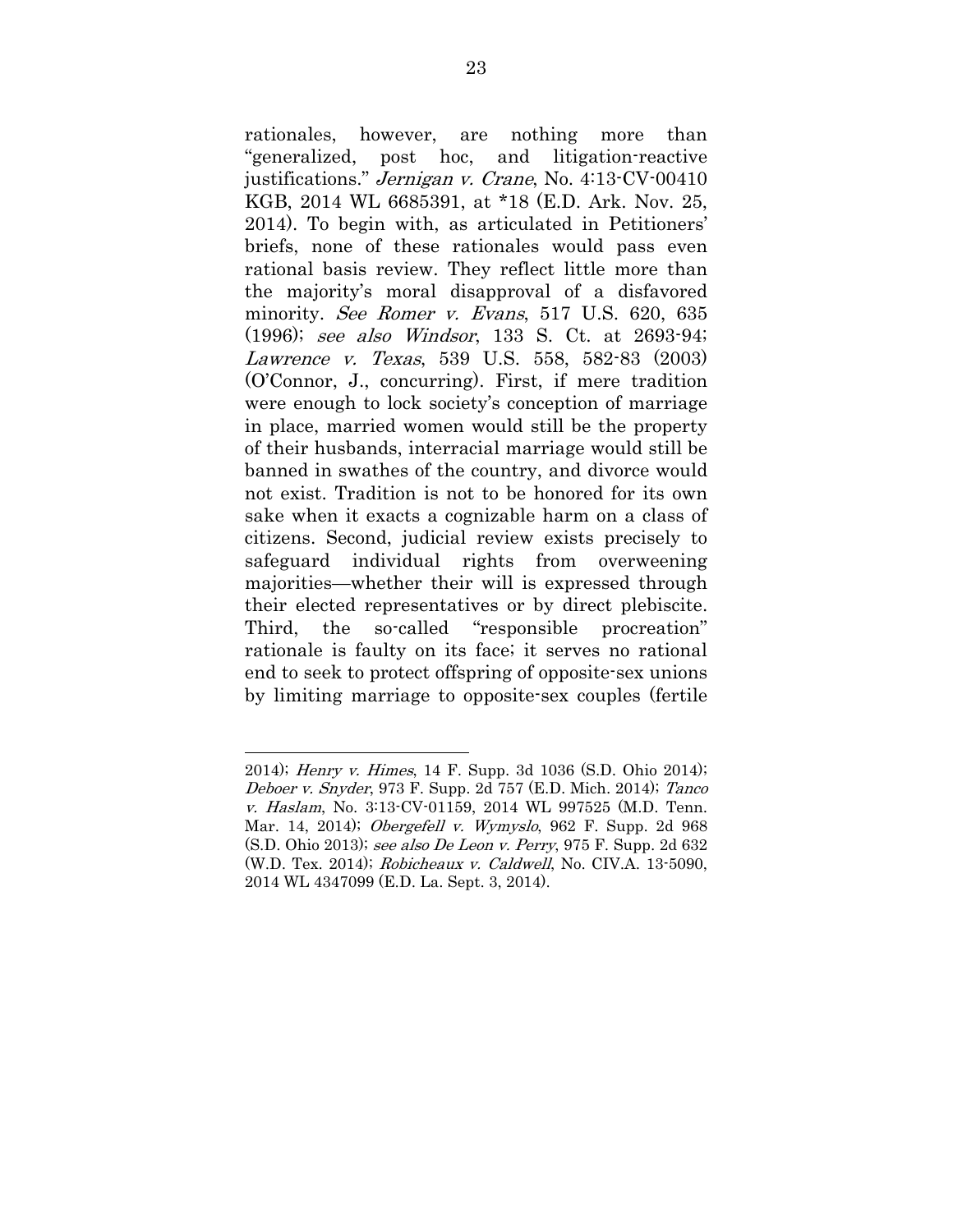rationales, however, are nothing more than "generalized, post hoc, and litigation-reactive justifications." *Jernigan v. Crane*, No. 4:13-CV-00410 KGB, 2014 WL 6685391, at *18 (E.D. Ark. Nov. 25, 2014). To begin with, as articulated in Petitioners' briefs, none of these rationales would pass even rational basis review. They reflect little more than the majority's moral disapproval of a disfavored minority. *See Romer v. Evans*, 517 U.S. 620, 635 (1996); *see also Windsor*, 133 S. Ct. at 2693-94; *Lawrence v. Texas*, 539 U.S. 558, 582-83 (2003) (O'Connor, J., concurring). First, if mere tradition were enough to lock society's conception of marriage in place, married women would still be the property of their husbands, interracial marriage would still be banned in swathes of the country, and divorce would not exist. Tradition is not to be honored for its own sake when it exacts a cognizable harm on a class of citizens. Second, judicial review exists precisely to safeguard individual rights from overweening majorities—whether their will is expressed through their elected representatives or by direct plebiscite. Third, the so-called "responsible procreation" rationale is faulty on its face; it serves no rational end to seek to protect offspring of opposite-sex unions by limiting marriage to opposite-sex couples (fertile

---

2014); *Henry v. Himes*, 14 F. Supp. 3d 1036 (S.D. Ohio 2014); *Deboer v. Snyder*, 973 F. Supp. 2d 757 (E.D. Mich. 2014); *Tanco v. Haslam*, No. 3:13-CV-01159, 2014 WL 997525 (M.D. Tenn. Mar. 14, 2014); *Obergefell v. Wymyslo*, 962 F. Supp. 2d 968 (S.D. Ohio 2013); *see also De Leon v. Perry*, 975 F. Supp. 2d 632 (W.D. Tex. 2014); *Robicheaux v. Caldwell*, No. CIV.A. 13-5090, 2014 WL 4347099 (E.D. La. Sept. 3, 2014).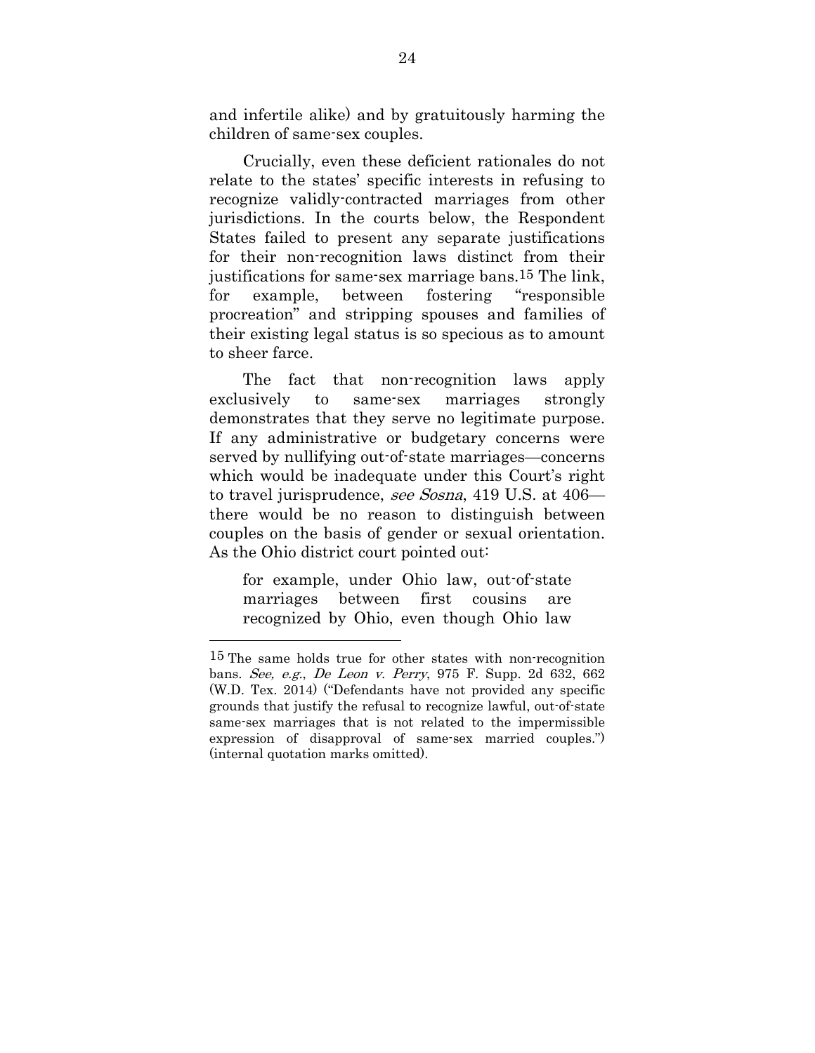and infertile alike) and by gratuitously harming the children of same-sex couples.

Crucially, even these deficient rationales do not relate to the states' specific interests in refusing to recognize validly-contracted marriages from other jurisdictions. In the courts below, the Respondent States failed to present any separate justifications for their non-recognition laws distinct from their justifications for same-sex marriage bans.[15] The link, for example, between fostering "responsible procreation" and stripping spouses and families of their existing legal status is so specious as to amount to sheer farce.

The fact that non-recognition laws apply exclusively to same-sex marriages strongly demonstrates that they serve no legitimate purpose. If any administrative or budgetary concerns were served by nullifying out-of-state marriages—concerns which would be inadequate under this Court's right to travel jurisprudence, *see Sosna*, 419 U.S. at 406—there would be no reason to distinguish between couples on the basis of gender or sexual orientation. As the Ohio district court pointed out:

> for example, under Ohio law, out-of-state marriages between first cousins are recognized by Ohio, even though Ohio law

---

[15] The same holds true for other states with non-recognition bans. *See, e.g.*, *De Leon v. Perry*, 975 F. Supp. 2d 632, 662 (W.D. Tex. 2014) ("Defendants have not provided any specific grounds that justify the refusal to recognize lawful, out-of-state same-sex marriages that is not related to the impermissible expression of disapproval of same-sex married couples.") (internal quotation marks omitted).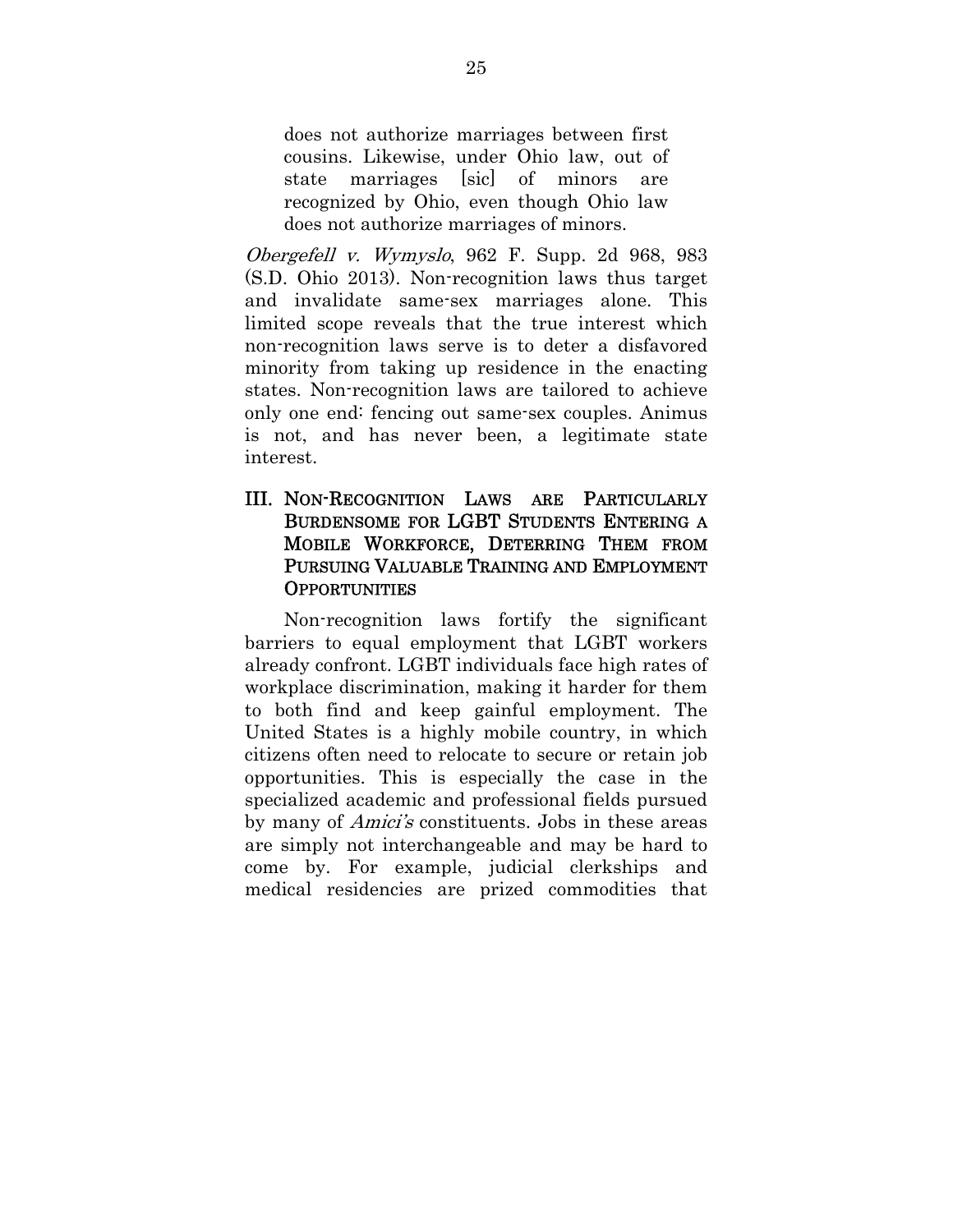> does not authorize marriages between first cousins. Likewise, under Ohio law, out of state marriages [sic] of minors are recognized by Ohio, even though Ohio law does not authorize marriages of minors.

*Obergefell v. Wymyslo*, 962 F. Supp. 2d 968, 983 (S.D. Ohio 2013). Non-recognition laws thus target and invalidate same-sex marriages alone. This limited scope reveals that the true interest which non-recognition laws serve is to deter a disfavored minority from taking up residence in the enacting states. Non-recognition laws are tailored to achieve only one end: fencing out same-sex couples. Animus is not, and has never been, a legitimate state interest.

## III. Non-Recognition Laws are Particularly Burdensome for LGBT Students Entering a Mobile Workforce, Deterring Them from Pursuing Valuable Training and Employment Opportunities

Non-recognition laws fortify the significant barriers to equal employment that LGBT workers already confront. LGBT individuals face high rates of workplace discrimination, making it harder for them to both find and keep gainful employment. The United States is a highly mobile country, in which citizens often need to relocate to secure or retain job opportunities. This is especially the case in the specialized academic and professional fields pursued by many of *Amici's* constituents. Jobs in these areas are simply not interchangeable and may be hard to come by. For example, judicial clerkships and medical residencies are prized commodities that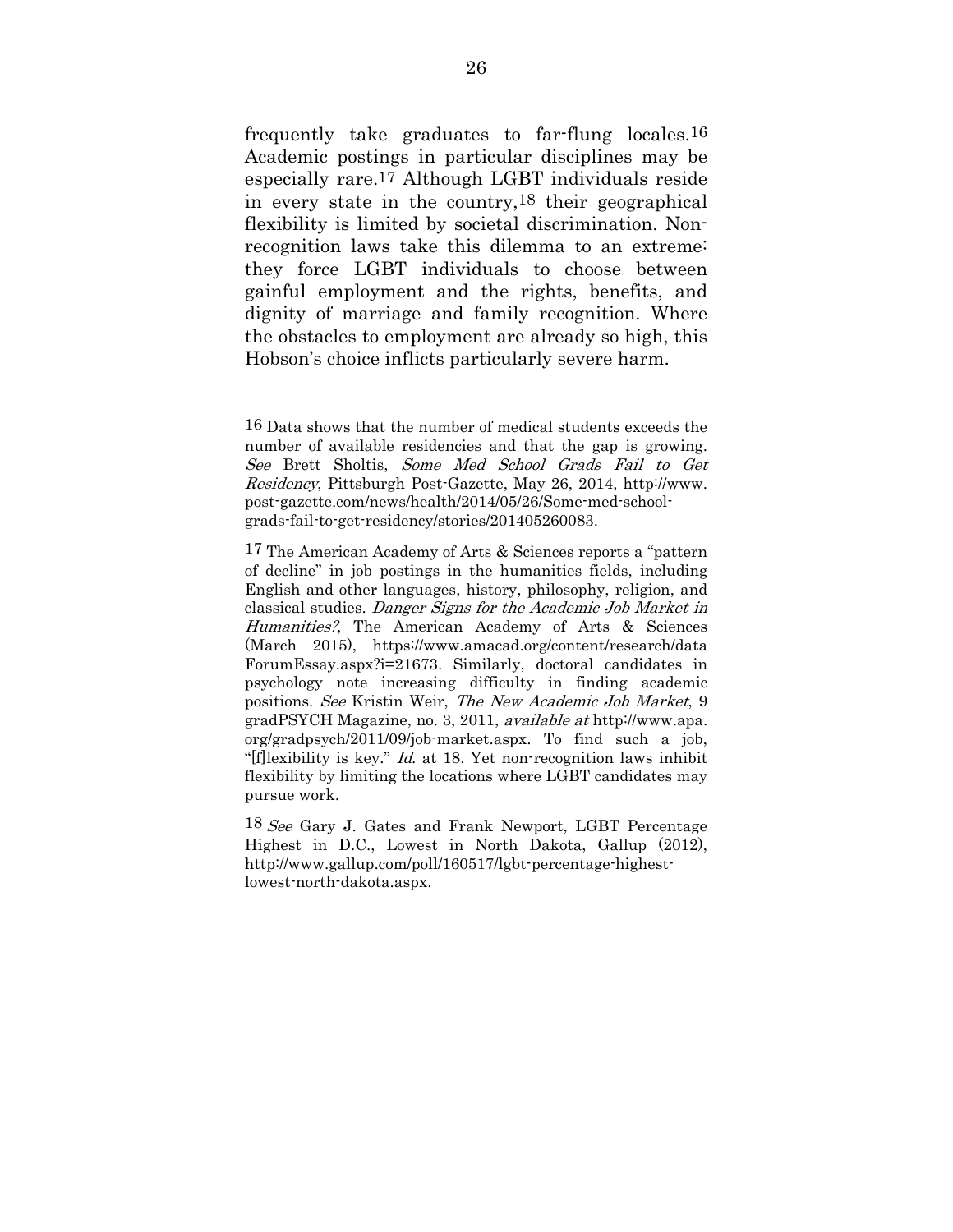frequently take graduates to far-flung locales.[16] Academic postings in particular disciplines may be especially rare.[17] Although LGBT individuals reside in every state in the country,[18] their geographical flexibility is limited by societal discrimination. Non-recognition laws take this dilemma to an extreme: they force LGBT individuals to choose between gainful employment and the rights, benefits, and dignity of marriage and family recognition. Where the obstacles to employment are already so high, this Hobson's choice inflicts particularly severe harm.

---

[16] Data shows that the number of medical students exceeds the number of available residencies and that the gap is growing. *See* Brett Sholtis, *Some Med School Grads Fail to Get Residency*, Pittsburgh Post-Gazette, May 26, 2014, http://www.post-gazette.com/news/health/2014/05/26/Some-med-school-grads-fail-to-get-residency/stories/201405260083.

[17] The American Academy of Arts & Sciences reports a "pattern of decline" in job postings in the humanities fields, including English and other languages, history, philosophy, religion, and classical studies. *Danger Signs for the Academic Job Market in Humanities?*, The American Academy of Arts & Sciences (March 2015), https://www.amacad.org/content/research/dataForumEssay.aspx?i=21673. Similarly, doctoral candidates in psychology note increasing difficulty in finding academic positions. *See* Kristin Weir, *The New Academic Job Market*, 9 gradPSYCH Magazine, no. 3, 2011, *available at* http://www.apa.org/gradpsych/2011/09/job-market.aspx. To find such a job, "[f]lexibility is key." *Id.* at 18. Yet non-recognition laws inhibit flexibility by limiting the locations where LGBT candidates may pursue work.

[18] *See* Gary J. Gates and Frank Newport, LGBT Percentage Highest in D.C., Lowest in North Dakota, Gallup (2012), http://www.gallup.com/poll/160517/lgbt-percentage-highest-lowest-north-dakota.aspx.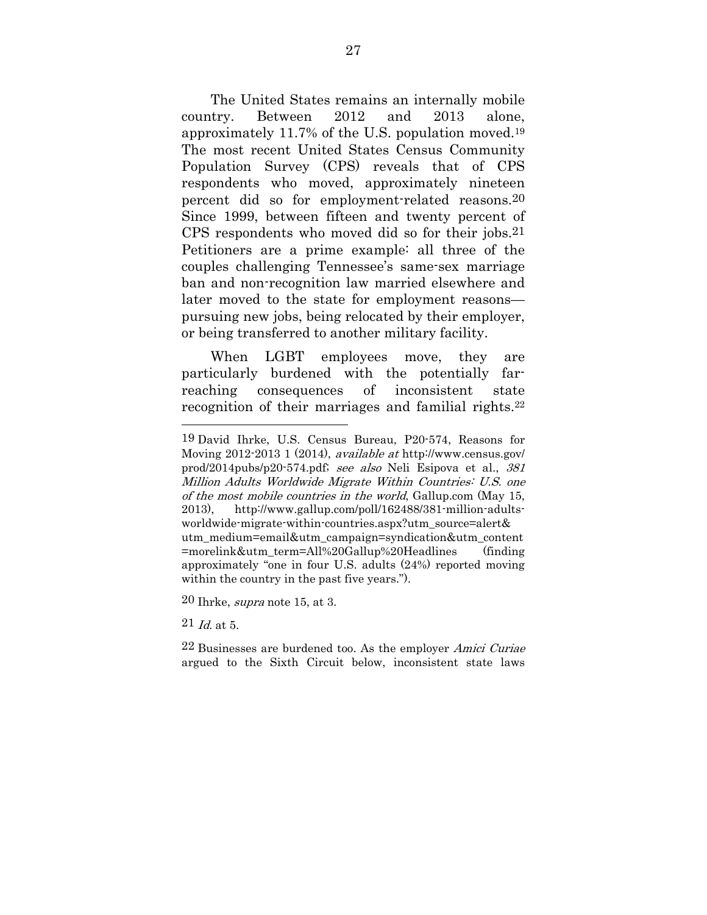The United States remains an internally mobile country. Between 2012 and 2013 alone, approximately 11.7% of the U.S. population moved.[19] The most recent United States Census Community Population Survey (CPS) reveals that of CPS respondents who moved, approximately nineteen percent did so for employment-related reasons.[20] Since 1999, between fifteen and twenty percent of CPS respondents who moved did so for their jobs.[21] Petitioners are a prime example: all three of the couples challenging Tennessee's same-sex marriage ban and non-recognition law married elsewhere and later moved to the state for employment reasons—pursuing new jobs, being relocated by their employer, or being transferred to another military facility.

When LGBT employees move, they are particularly burdened with the potentially far-reaching consequences of inconsistent state recognition of their marriages and familial rights.[22]

---

[19] David Ihrke, U.S. Census Bureau, P20-574, Reasons for Moving 2012-2013 1 (2014), *available at* http://www.census.gov/prod/2014pubs/p20-574.pdf; *see also* Neli Esipova et al., *381 Million Adults Worldwide Migrate Within Countries: U.S. one of the most mobile countries in the world*, Gallup.com (May 15, 2013), http://www.gallup.com/poll/162488/381-million-adults-worldwide-migrate-within-countries.aspx?utm_source=alert&utm_medium=email&utm_campaign=syndication&utm_content=morelink&utm_term=All%20Gallup%20Headlines (finding approximately "one in four U.S. adults (24%) reported moving within the country in the past five years.").

[20] Ihrke, *supra* note 15, at 3.

[21] *Id.* at 5.

[22] Businesses are burdened too. As the employer *Amici Curiae* argued to the Sixth Circuit below, inconsistent state laws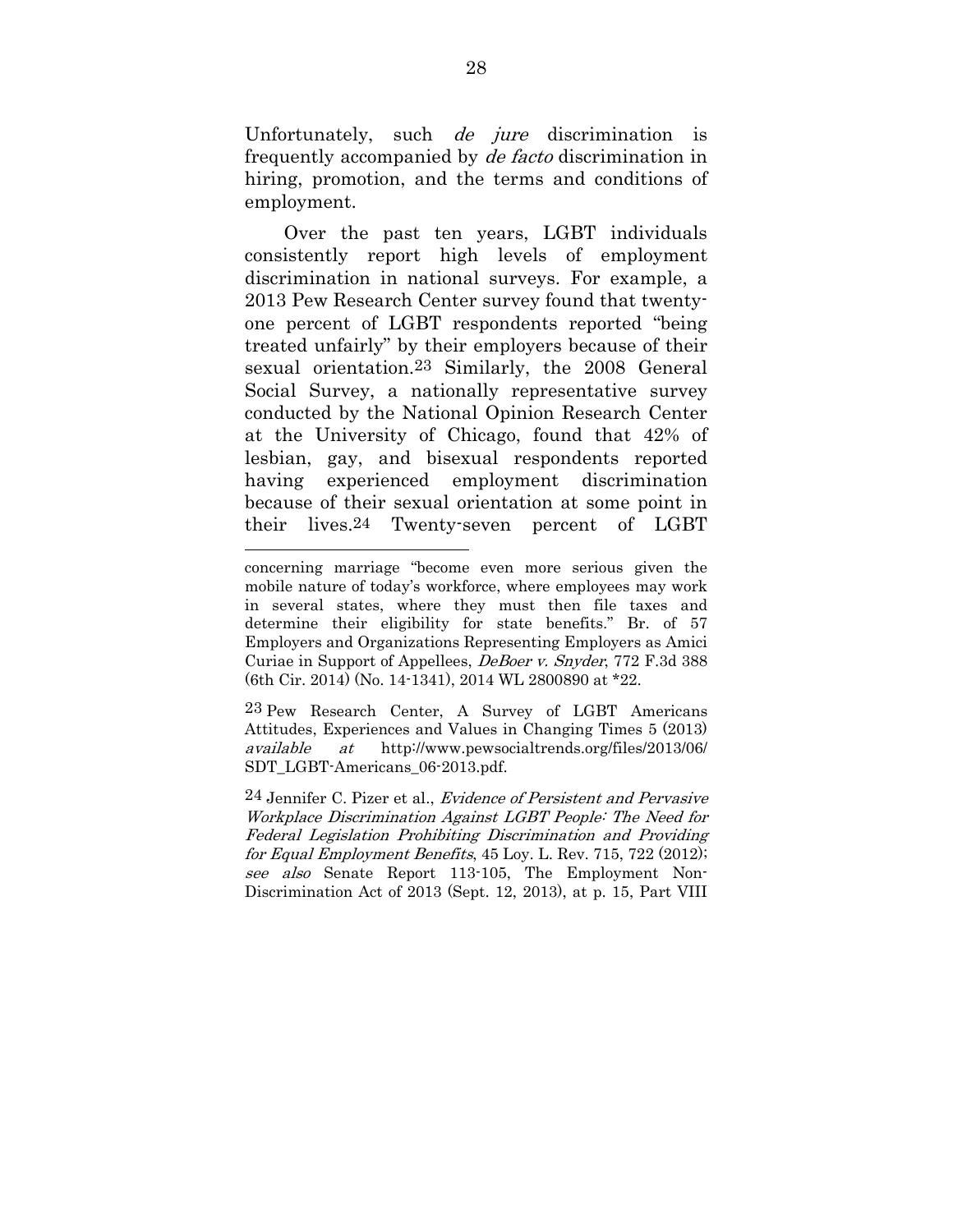Unfortunately, such *de jure* discrimination is frequently accompanied by *de facto* discrimination in hiring, promotion, and the terms and conditions of employment.

Over the past ten years, LGBT individuals consistently report high levels of employment discrimination in national surveys. For example, a 2013 Pew Research Center survey found that twenty-one percent of LGBT respondents reported "being treated unfairly" by their employers because of their sexual orientation.[23] Similarly, the 2008 General Social Survey, a nationally representative survey conducted by the National Opinion Research Center at the University of Chicago, found that 42% of lesbian, gay, and bisexual respondents reported having experienced employment discrimination because of their sexual orientation at some point in their lives.[24] Twenty-seven percent of LGBT

---

concerning marriage "become even more serious given the mobile nature of today's workforce, where employees may work in several states, where they must then file taxes and determine their eligibility for state benefits." Br. of 57 Employers and Organizations Representing Employers as Amici Curiae in Support of Appellees, *DeBoer v. Snyder*, 772 F.3d 388 (6th Cir. 2014) (No. 14-1341), 2014 WL 2800890 at *22.

[23] Pew Research Center, A Survey of LGBT Americans Attitudes, Experiences and Values in Changing Times 5 (2013) *available at* http://www.pewsocialtrends.org/files/2013/06/SDT_LGBT-Americans_06-2013.pdf.

[24] Jennifer C. Pizer et al., *Evidence of Persistent and Pervasive Workplace Discrimination Against LGBT People: The Need for Federal Legislation Prohibiting Discrimination and Providing for Equal Employment Benefits*, 45 Loy. L. Rev. 715, 722 (2012); *see also* Senate Report 113-105, The Employment Non-Discrimination Act of 2013 (Sept. 12, 2013), at p. 15, Part VIII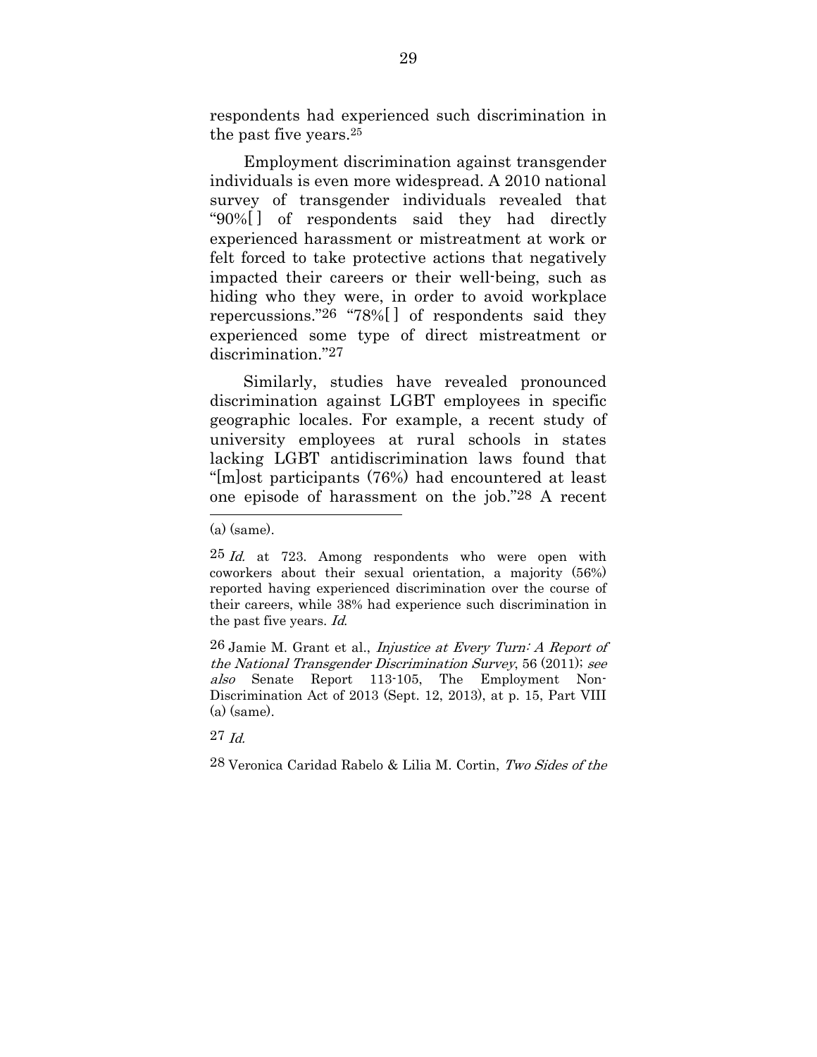respondents had experienced such discrimination in the past five years.[25]

Employment discrimination against transgender individuals is even more widespread. A 2010 national survey of transgender individuals revealed that "90%[ ] of respondents said they had directly experienced harassment or mistreatment at work or felt forced to take protective actions that negatively impacted their careers or their well-being, such as hiding who they were, in order to avoid workplace repercussions."[26] "78%[ ] of respondents said they experienced some type of direct mistreatment or discrimination."[27]

Similarly, studies have revealed pronounced discrimination against LGBT employees in specific geographic locales. For example, a recent study of university employees at rural schools in states lacking LGBT antidiscrimination laws found that "[m]ost participants (76%) had encountered at least one episode of harassment on the job."[28] A recent

---

(a) (same).

[25] *Id.* at 723. Among respondents who were open with coworkers about their sexual orientation, a majority (56%) reported having experienced discrimination over the course of their careers, while 38% had experience such discrimination in the past five years. *Id.*

[26] Jamie M. Grant et al., *Injustice at Every Turn: A Report of the National Transgender Discrimination Survey*, 56 (2011); *see also* Senate Report 113-105, The Employment Non-Discrimination Act of 2013 (Sept. 12, 2013), at p. 15, Part VIII (a) (same).

[27] *Id.*

[28] Veronica Caridad Rabelo & Lilia M. Cortin, *Two Sides of the*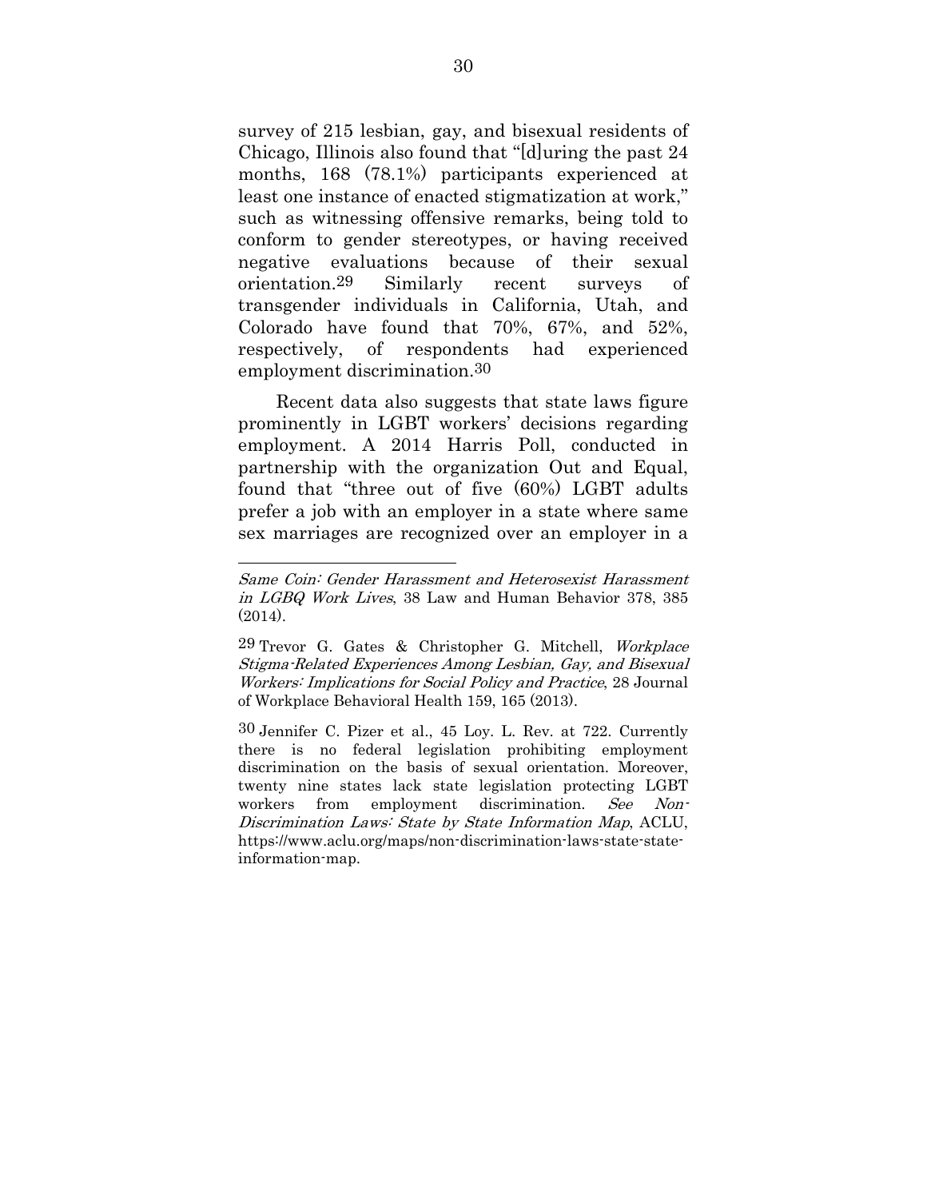survey of 215 lesbian, gay, and bisexual residents of Chicago, Illinois also found that "[d]uring the past 24 months, 168 (78.1%) participants experienced at least one instance of enacted stigmatization at work," such as witnessing offensive remarks, being told to conform to gender stereotypes, or having received negative evaluations because of their sexual orientation.[29] Similarly recent surveys of transgender individuals in California, Utah, and Colorado have found that 70%, 67%, and 52%, respectively, of respondents had experienced employment discrimination.[30]

Recent data also suggests that state laws figure prominently in LGBT workers' decisions regarding employment. A 2014 Harris Poll, conducted in partnership with the organization Out and Equal, found that "three out of five (60%) LGBT adults prefer a job with an employer in a state where same sex marriages are recognized over an employer in a

---

*Same Coin: Gender Harassment and Heterosexist Harassment in LGBQ Work Lives*, 38 Law and Human Behavior 378, 385 (2014).

[29] Trevor G. Gates & Christopher G. Mitchell, *Workplace Stigma-Related Experiences Among Lesbian, Gay, and Bisexual Workers: Implications for Social Policy and Practice*, 28 Journal of Workplace Behavioral Health 159, 165 (2013).

[30] Jennifer C. Pizer et al., 45 Loy. L. Rev. at 722. Currently there is no federal legislation prohibiting employment discrimination on the basis of sexual orientation. Moreover, twenty nine states lack state legislation protecting LGBT workers from employment discrimination. *See Non-Discrimination Laws: State by State Information Map*, ACLU, https://www.aclu.org/maps/non-discrimination-laws-state-state-information-map.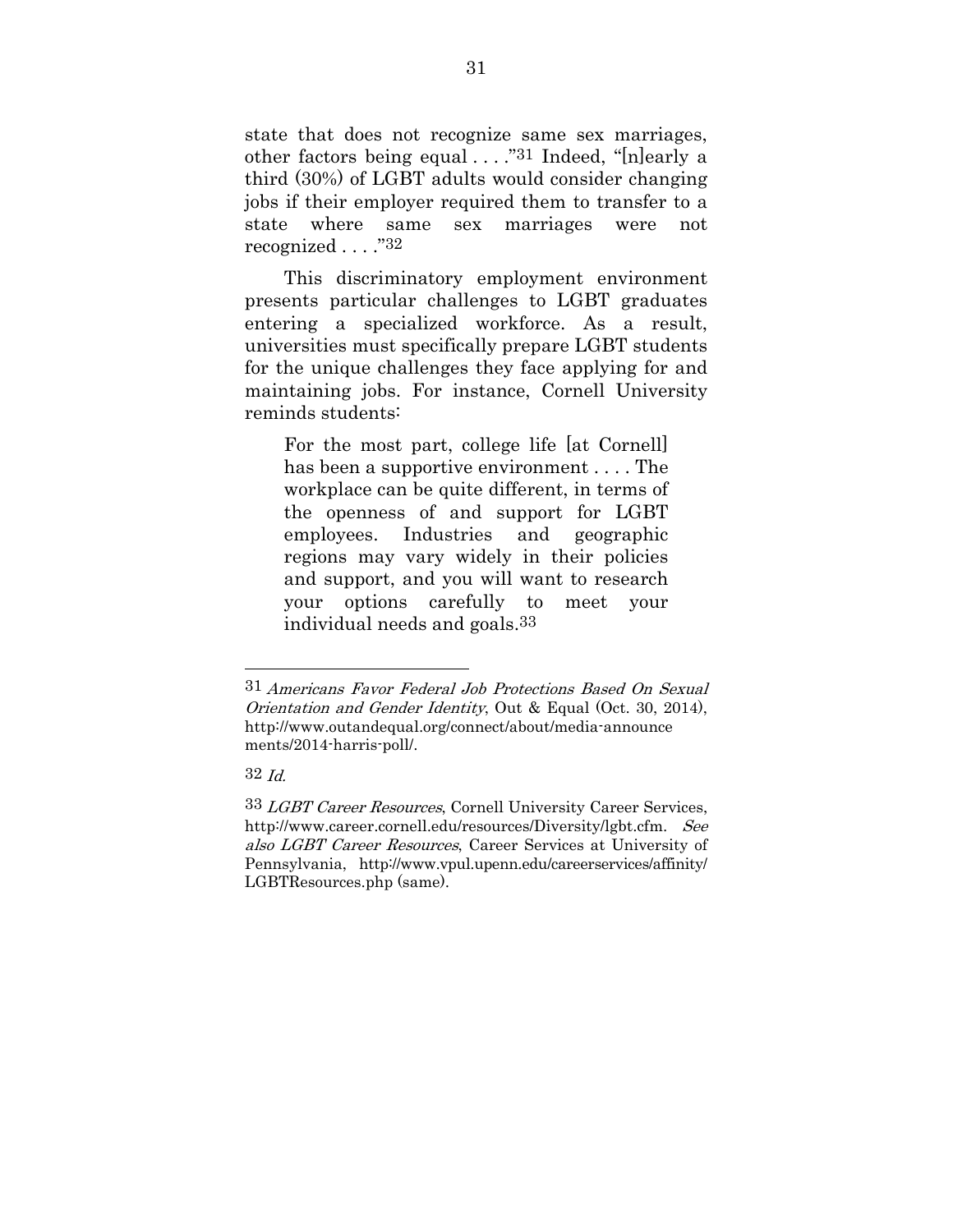state that does not recognize same sex marriages, other factors being equal . . . ."[31] Indeed, "[n]early a third (30%) of LGBT adults would consider changing jobs if their employer required them to transfer to a state where same sex marriages were not recognized . . . ."[32]

This discriminatory employment environment presents particular challenges to LGBT graduates entering a specialized workforce. As a result, universities must specifically prepare LGBT students for the unique challenges they face applying for and maintaining jobs. For instance, Cornell University reminds students:

> For the most part, college life [at Cornell] has been a supportive environment . . . . The workplace can be quite different, in terms of the openness of and support for LGBT employees. Industries and geographic regions may vary widely in their policies and support, and you will want to research your options carefully to meet your individual needs and goals.[33]

---

[31] *Americans Favor Federal Job Protections Based On Sexual Orientation and Gender Identity*, Out & Equal (Oct. 30, 2014), http://www.outandequal.org/connect/about/media-announcements/2014-harris-poll/.

[32] *Id.*

[33] *LGBT Career Resources*, Cornell University Career Services, http://www.career.cornell.edu/resources/Diversity/lgbt.cfm. *See also LGBT Career Resources*, Career Services at University of Pennsylvania, http://www.vpul.upenn.edu/careerservices/affinity/LGBTResources.php (same).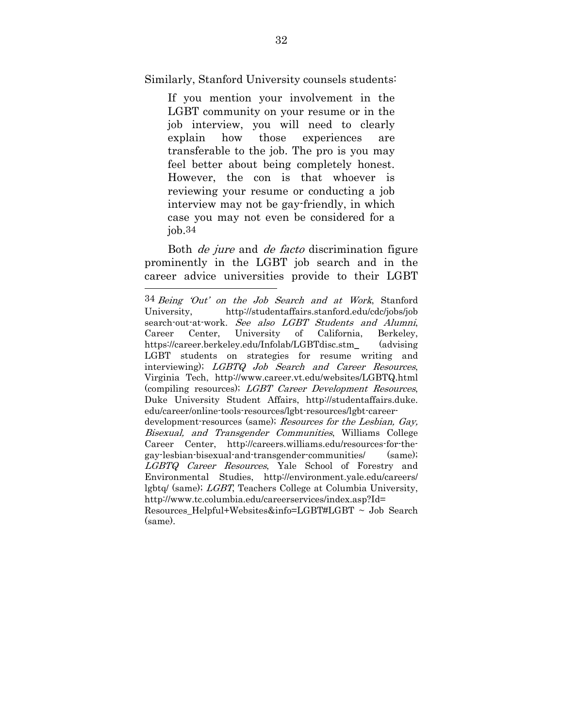Similarly, Stanford University counsels students:

> If you mention your involvement in the LGBT community on your resume or in the job interview, you will need to clearly explain how those experiences are transferable to the job. The pro is you may feel better about being completely honest. However, the con is that whoever is reviewing your resume or conducting a job interview may not be gay-friendly, in which case you may not even be considered for a job.[34]

Both *de jure* and *de facto* discrimination figure prominently in the LGBT job search and in the career advice universities provide to their LGBT

---

[34] *Being 'Out' on the Job Search and at Work*, Stanford University, http://studentaffairs.stanford.edu/cdc/jobs/job search-out-at-work. *See also LGBT Students and Alumni*, Career Center, University of California, Berkeley, https://career.berkeley.edu/Infolab/LGBTdisc.stm_ (advising LGBT students on strategies for resume writing and interviewing); *LGBTQ Job Search and Career Resources*, Virginia Tech, http://www.career.vt.edu/websites/LGBTQ.html (compiling resources); *LGBT Career Development Resources*, Duke University Student Affairs, http://studentaffairs.duke.edu/career/online-tools-resources/lgbt-resources/lgbt-career-development-resources (same); *Resources for the Lesbian, Gay, Bisexual, and Transgender Communities*, Williams College Career Center, http://careers.williams.edu/resources-for-the-gay-lesbian-bisexual-and-transgender-communities/ (same); *LGBTQ Career Resources*, Yale School of Forestry and Environmental Studies, http://environment.yale.edu/careers/lgbtq/ (same); *LGBT*, Teachers College at Columbia University, http://www.tc.columbia.edu/careerservices/index.asp?Id=Resources_Helpful+Websites&info=LGBT#LGBT ~ Job Search (same).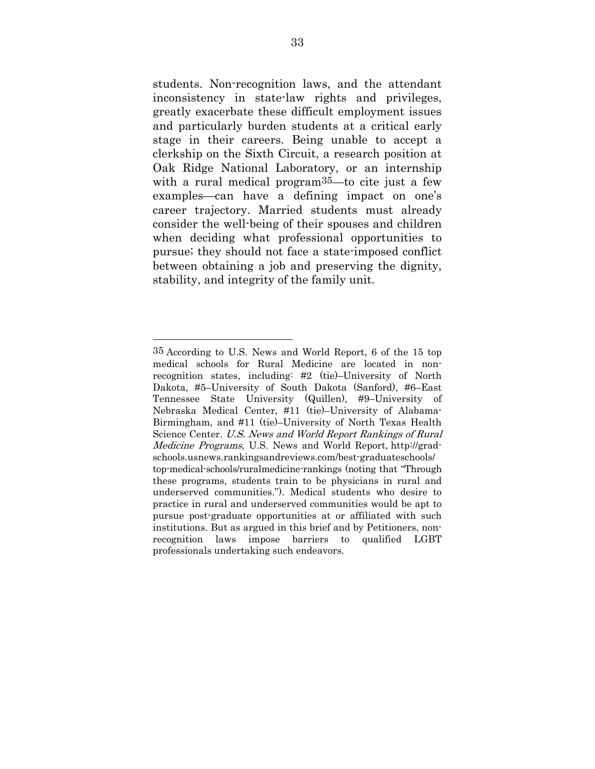students. Non-recognition laws, and the attendant inconsistency in state-law rights and privileges, greatly exacerbate these difficult employment issues and particularly burden students at a critical early stage in their careers. Being unable to accept a clerkship on the Sixth Circuit, a research position at Oak Ridge National Laboratory, or an internship with a rural medical program[35]—to cite just a few examples—can have a defining impact on one's career trajectory. Married students must already consider the well-being of their spouses and children when deciding what professional opportunities to pursue; they should not face a state-imposed conflict between obtaining a job and preserving the dignity, stability, and integrity of the family unit.

---

[35] According to U.S. News and World Report, 6 of the 15 top medical schools for Rural Medicine are located in non-recognition states, including: #2 (tie)–University of North Dakota, #5–University of South Dakota (Sanford), #6–East Tennessee State University (Quillen), #9–University of Nebraska Medical Center, #11 (tie)–University of Alabama-Birmingham, and #11 (tie)–University of North Texas Health Science Center. *U.S. News and World Report Rankings of Rural Medicine Programs,* U.S. News and World Report*,* http://grad-schools.usnews.rankingsandreviews.com/best-graduateschools/top-medical-schools/ruralmedicine-rankings (noting that "Through these programs, students train to be physicians in rural and underserved communities."). Medical students who desire to practice in rural and underserved communities would be apt to pursue post-graduate opportunities at or affiliated with such institutions. But as argued in this brief and by Petitioners, non-recognition laws impose barriers to qualified LGBT professionals undertaking such endeavors.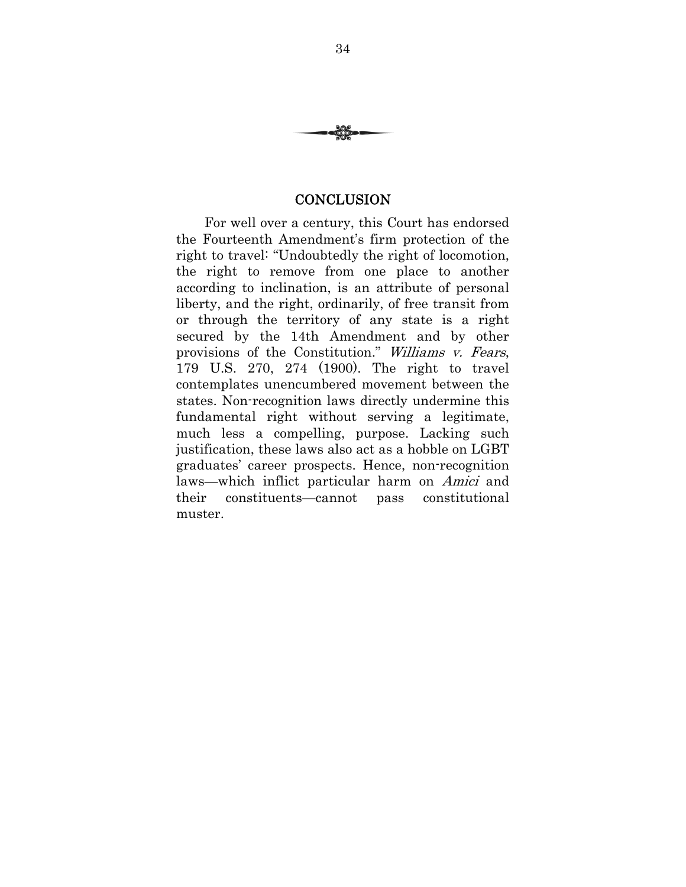## CONCLUSION

For well over a century, this Court has endorsed the Fourteenth Amendment's firm protection of the right to travel: "Undoubtedly the right of locomotion, the right to remove from one place to another according to inclination, is an attribute of personal liberty, and the right, ordinarily, of free transit from or through the territory of any state is a right secured by the 14th Amendment and by other provisions of the Constitution." *Williams v. Fears*, 179 U.S. 270, 274 (1900). The right to travel contemplates unencumbered movement between the states. Non-recognition laws directly undermine this fundamental right without serving a legitimate, much less a compelling, purpose. Lacking such justification, these laws also act as a hobble on LGBT graduates' career prospects. Hence, non-recognition laws—which inflict particular harm on *Amici* and their constituents—cannot pass constitutional muster.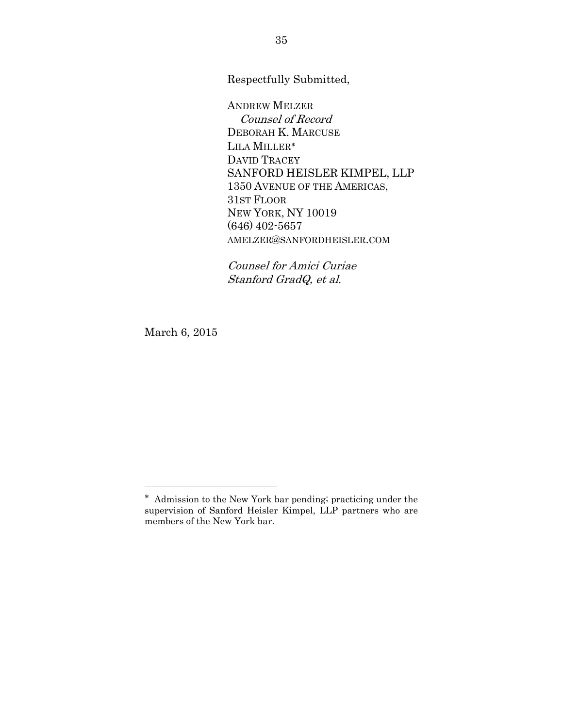Respectfully Submitted,

ANDREW MELZER  
*Counsel of Record*  
DEBORAH K. MARCUSE  
LILA MILLER*  
DAVID TRACEY  
SANFORD HEISLER KIMPEL, LLP  
1350 AVENUE OF THE AMERICAS,  
31ST FLOOR  
NEW YORK, NY 10019  
(646) 402-5657  
AMELZER@SANFORDHEISLER.COM

*Counsel for Amici Curiae*  
*Stanford GradQ, et al.*

March 6, 2015

---

* Admission to the New York bar pending; practicing under the supervision of Sanford Heisler Kimpel, LLP partners who are members of the New York bar.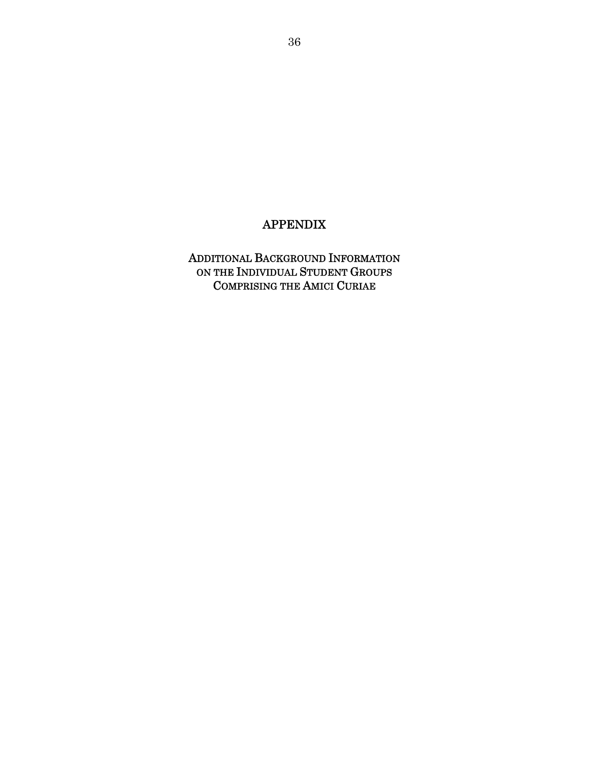# APPENDIX

## Additional Background Information on the Individual Student Groups Comprising the Amici Curiae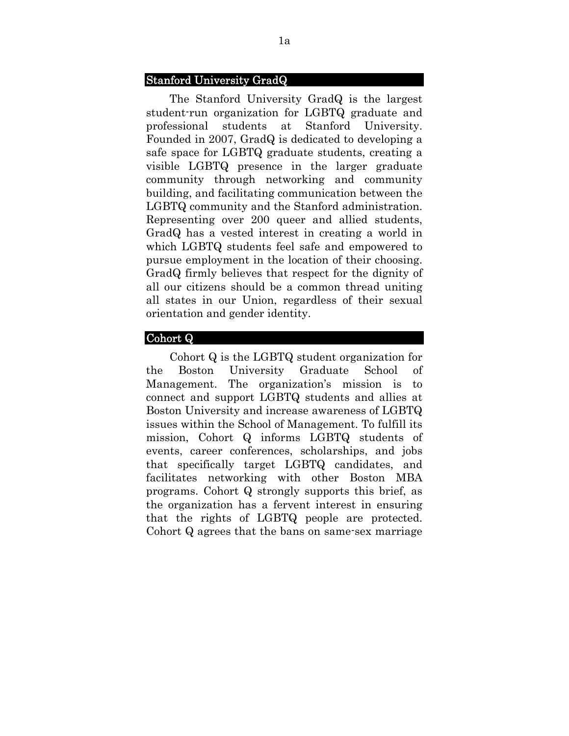## Stanford University GradQ

The Stanford University GradQ is the largest student-run organization for LGBTQ graduate and professional students at Stanford University. Founded in 2007, GradQ is dedicated to developing a safe space for LGBTQ graduate students, creating a visible LGBTQ presence in the larger graduate community through networking and community building, and facilitating communication between the LGBTQ community and the Stanford administration. Representing over 200 queer and allied students, GradQ has a vested interest in creating a world in which LGBTQ students feel safe and empowered to pursue employment in the location of their choosing. GradQ firmly believes that respect for the dignity of all our citizens should be a common thread uniting all states in our Union, regardless of their sexual orientation and gender identity.

## Cohort Q

Cohort Q is the LGBTQ student organization for the Boston University Graduate School of Management. The organization's mission is to connect and support LGBTQ students and allies at Boston University and increase awareness of LGBTQ issues within the School of Management. To fulfill its mission, Cohort Q informs LGBTQ students of events, career conferences, scholarships, and jobs that specifically target LGBTQ candidates, and facilitates networking with other Boston MBA programs. Cohort Q strongly supports this brief, as the organization has a fervent interest in ensuring that the rights of LGBTQ people are protected. Cohort Q agrees that the bans on same-sex marriage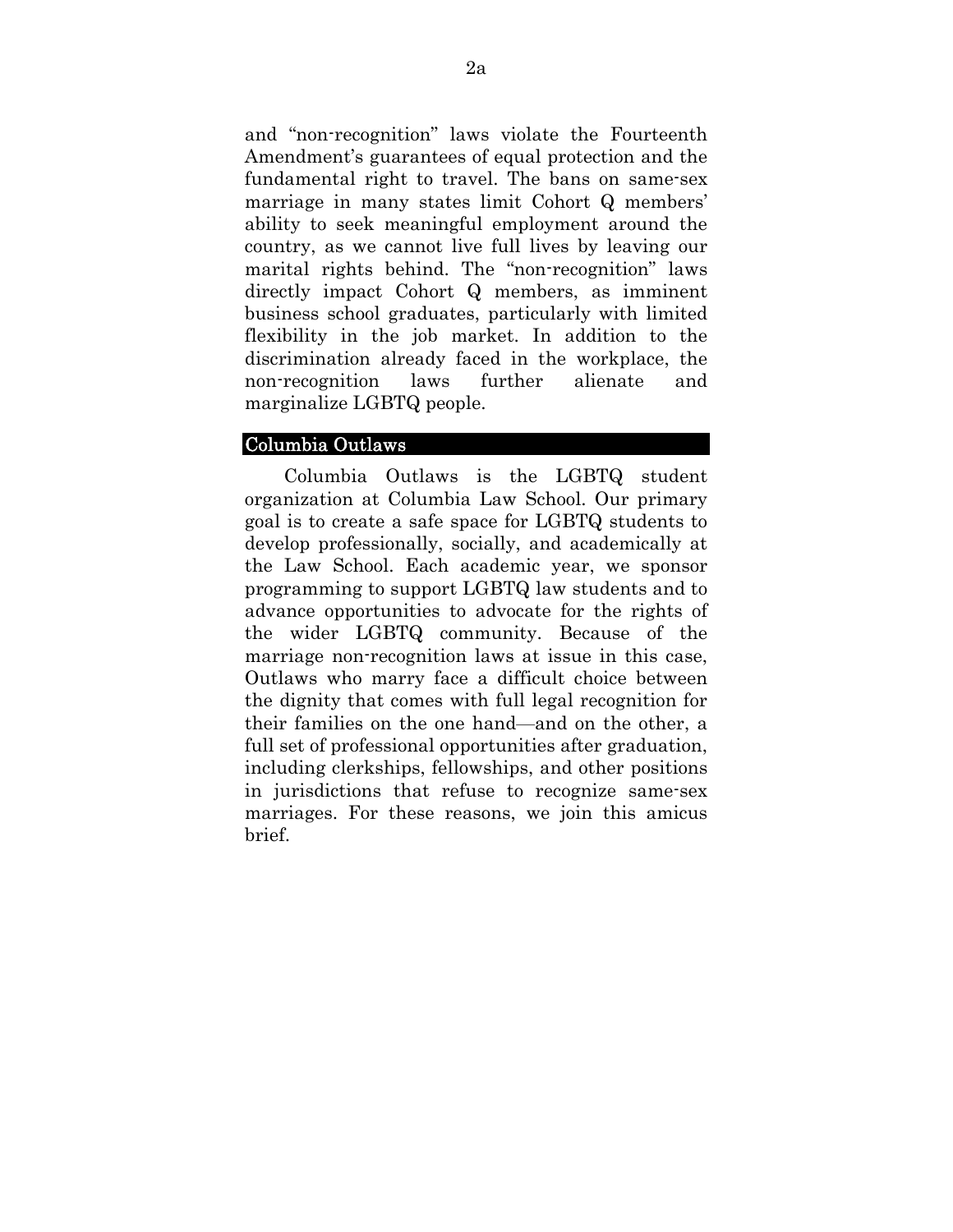and "non-recognition" laws violate the Fourteenth Amendment's guarantees of equal protection and the fundamental right to travel. The bans on same-sex marriage in many states limit Cohort Q members' ability to seek meaningful employment around the country, as we cannot live full lives by leaving our marital rights behind. The "non-recognition" laws directly impact Cohort Q members, as imminent business school graduates, particularly with limited flexibility in the job market. In addition to the discrimination already faced in the workplace, the non-recognition laws further alienate and marginalize LGBTQ people.

## Columbia Outlaws

Columbia Outlaws is the LGBTQ student organization at Columbia Law School. Our primary goal is to create a safe space for LGBTQ students to develop professionally, socially, and academically at the Law School. Each academic year, we sponsor programming to support LGBTQ law students and to advance opportunities to advocate for the rights of the wider LGBTQ community. Because of the marriage non-recognition laws at issue in this case, Outlaws who marry face a difficult choice between the dignity that comes with full legal recognition for their families on the one hand—and on the other, a full set of professional opportunities after graduation, including clerkships, fellowships, and other positions in jurisdictions that refuse to recognize same-sex marriages. For these reasons, we join this amicus brief.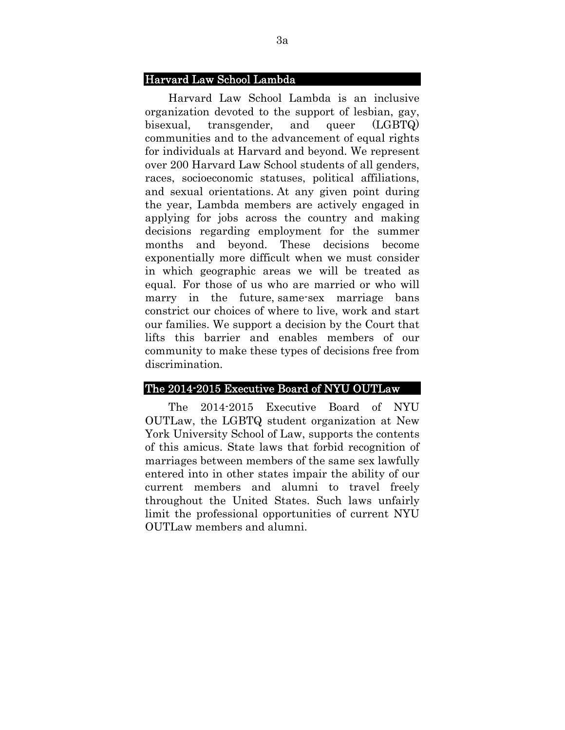## Harvard Law School Lambda

Harvard Law School Lambda is an inclusive organization devoted to the support of lesbian, gay, bisexual, transgender, and queer (LGBTQ) communities and to the advancement of equal rights for individuals at Harvard and beyond. We represent over 200 Harvard Law School students of all genders, races, socioeconomic statuses, political affiliations, and sexual orientations. At any given point during the year, Lambda members are actively engaged in applying for jobs across the country and making decisions regarding employment for the summer months and beyond. These decisions become exponentially more difficult when we must consider in which geographic areas we will be treated as equal. For those of us who are married or who will marry in the future, same-sex marriage bans constrict our choices of where to live, work and start our families. We support a decision by the Court that lifts this barrier and enables members of our community to make these types of decisions free from discrimination.

## The 2014-2015 Executive Board of NYU OUTLaw

The 2014-2015 Executive Board of NYU OUTLaw, the LGBTQ student organization at New York University School of Law, supports the contents of this amicus. State laws that forbid recognition of marriages between members of the same sex lawfully entered into in other states impair the ability of our current members and alumni to travel freely throughout the United States. Such laws unfairly limit the professional opportunities of current NYU OUTLaw members and alumni.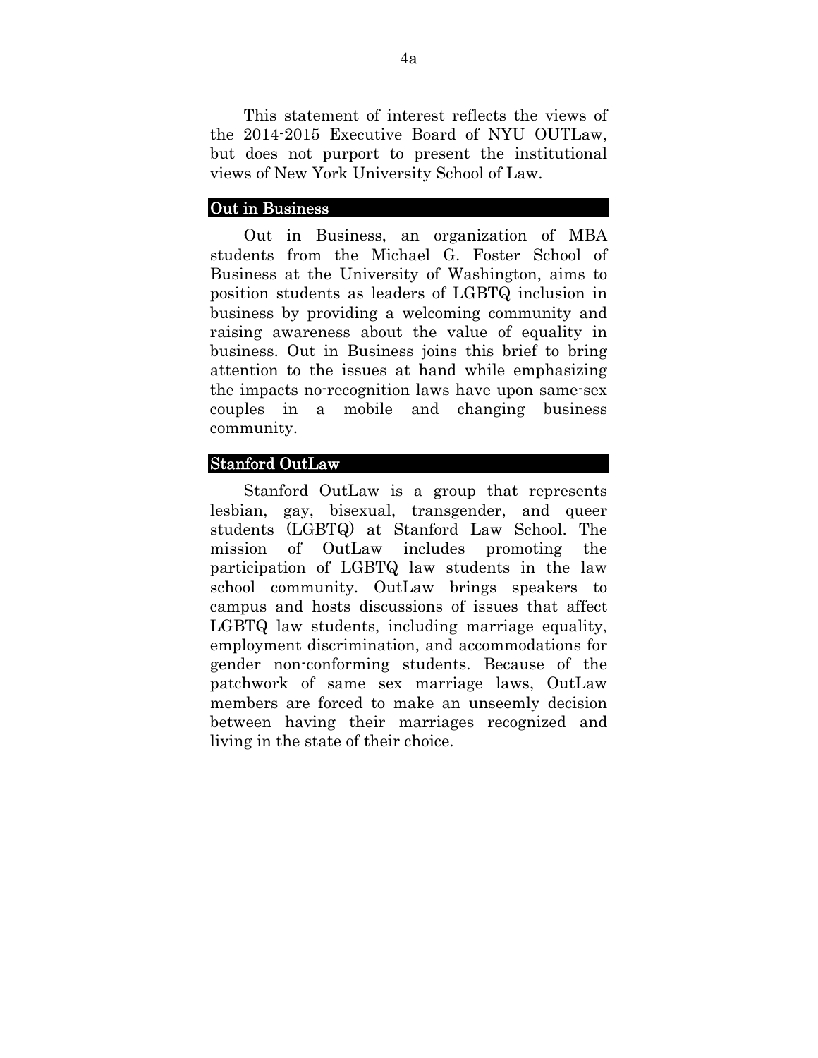This statement of interest reflects the views of the 2014-2015 Executive Board of NYU OUTLaw, but does not purport to present the institutional views of New York University School of Law.

### Out in Business

Out in Business, an organization of MBA students from the Michael G. Foster School of Business at the University of Washington, aims to position students as leaders of LGBTQ inclusion in business by providing a welcoming community and raising awareness about the value of equality in business. Out in Business joins this brief to bring attention to the issues at hand while emphasizing the impacts no-recognition laws have upon same-sex couples in a mobile and changing business community.

### Stanford OutLaw

Stanford OutLaw is a group that represents lesbian, gay, bisexual, transgender, and queer students (LGBTQ) at Stanford Law School. The mission of OutLaw includes promoting the participation of LGBTQ law students in the law school community. OutLaw brings speakers to campus and hosts discussions of issues that affect LGBTQ law students, including marriage equality, employment discrimination, and accommodations for gender non-conforming students. Because of the patchwork of same sex marriage laws, OutLaw members are forced to make an unseemly decision between having their marriages recognized and living in the state of their choice.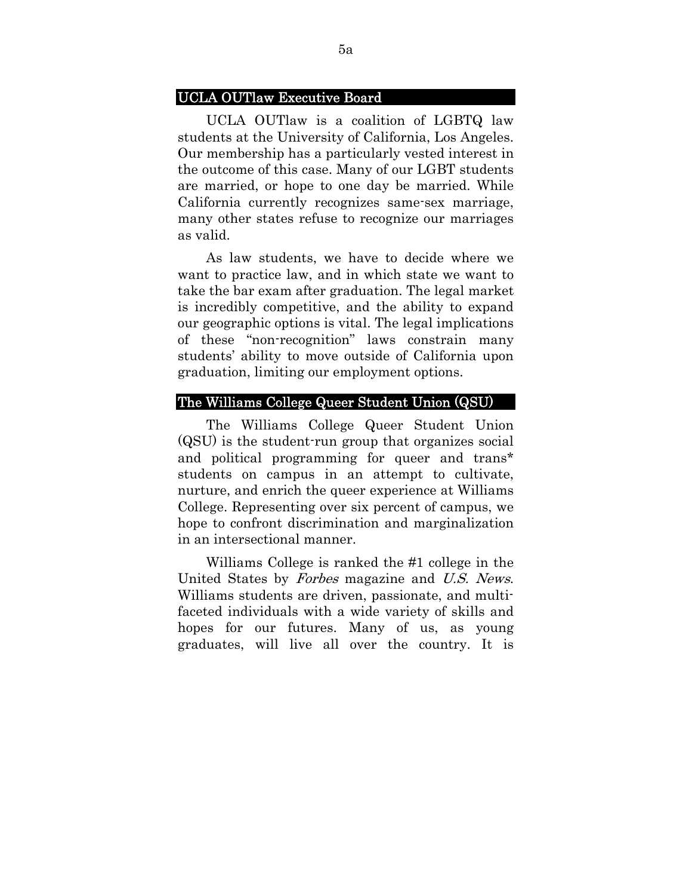## UCLA OUTlaw Executive Board

UCLA OUTlaw is a coalition of LGBTQ law students at the University of California, Los Angeles. Our membership has a particularly vested interest in the outcome of this case. Many of our LGBT students are married, or hope to one day be married. While California currently recognizes same-sex marriage, many other states refuse to recognize our marriages as valid.

As law students, we have to decide where we want to practice law, and in which state we want to take the bar exam after graduation. The legal market is incredibly competitive, and the ability to expand our geographic options is vital. The legal implications of these "non-recognition" laws constrain many students' ability to move outside of California upon graduation, limiting our employment options.

## The Williams College Queer Student Union (QSU)

The Williams College Queer Student Union (QSU) is the student-run group that organizes social and political programming for queer and trans* students on campus in an attempt to cultivate, nurture, and enrich the queer experience at Williams College. Representing over six percent of campus, we hope to confront discrimination and marginalization in an intersectional manner.

Williams College is ranked the #1 college in the United States by *Forbes* magazine and *U.S. News*. Williams students are driven, passionate, and multi-faceted individuals with a wide variety of skills and hopes for our futures. Many of us, as young graduates, will live all over the country. It is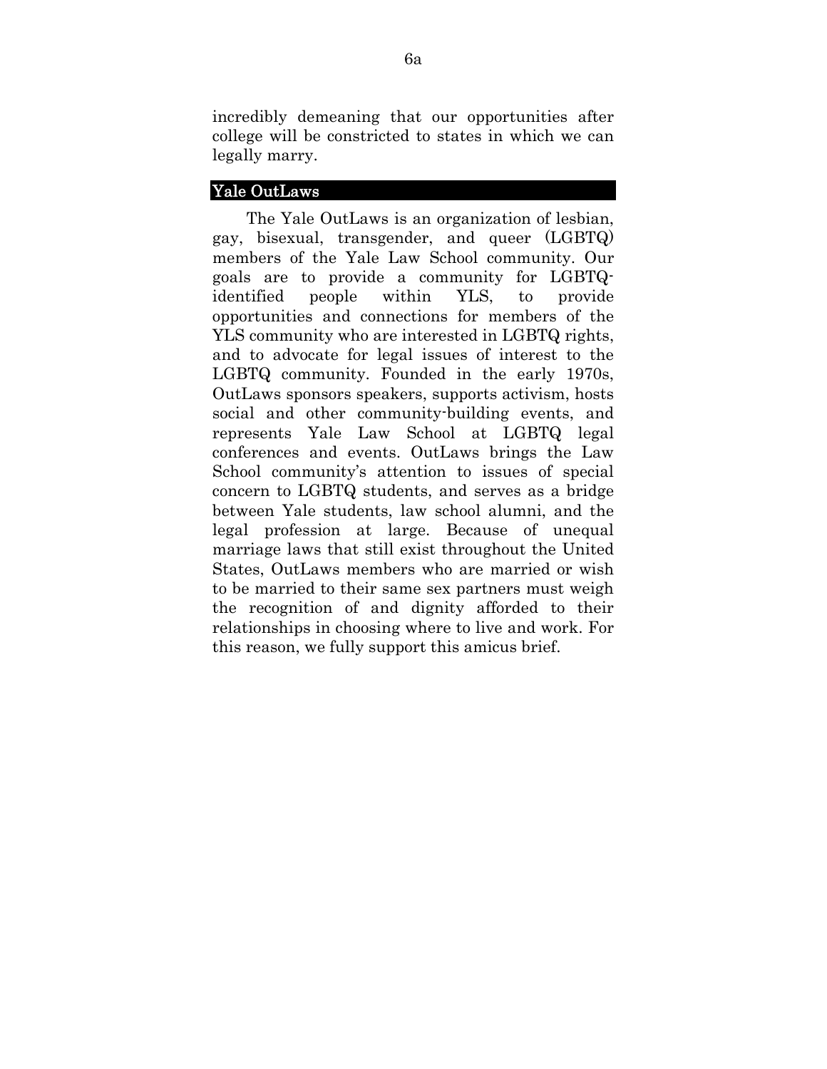incredibly demeaning that our opportunities after college will be constricted to states in which we can legally marry.

## Yale OutLaws

The Yale OutLaws is an organization of lesbian, gay, bisexual, transgender, and queer (LGBTQ) members of the Yale Law School community. Our goals are to provide a community for LGBTQ-identified people within YLS, to provide opportunities and connections for members of the YLS community who are interested in LGBTQ rights, and to advocate for legal issues of interest to the LGBTQ community. Founded in the early 1970s, OutLaws sponsors speakers, supports activism, hosts social and other community-building events, and represents Yale Law School at LGBTQ legal conferences and events. OutLaws brings the Law School community's attention to issues of special concern to LGBTQ students, and serves as a bridge between Yale students, law school alumni, and the legal profession at large. Because of unequal marriage laws that still exist throughout the United States, OutLaws members who are married or wish to be married to their same sex partners must weigh the recognition of and dignity afforded to their relationships in choosing where to live and work. For this reason, we fully support this amicus brief.